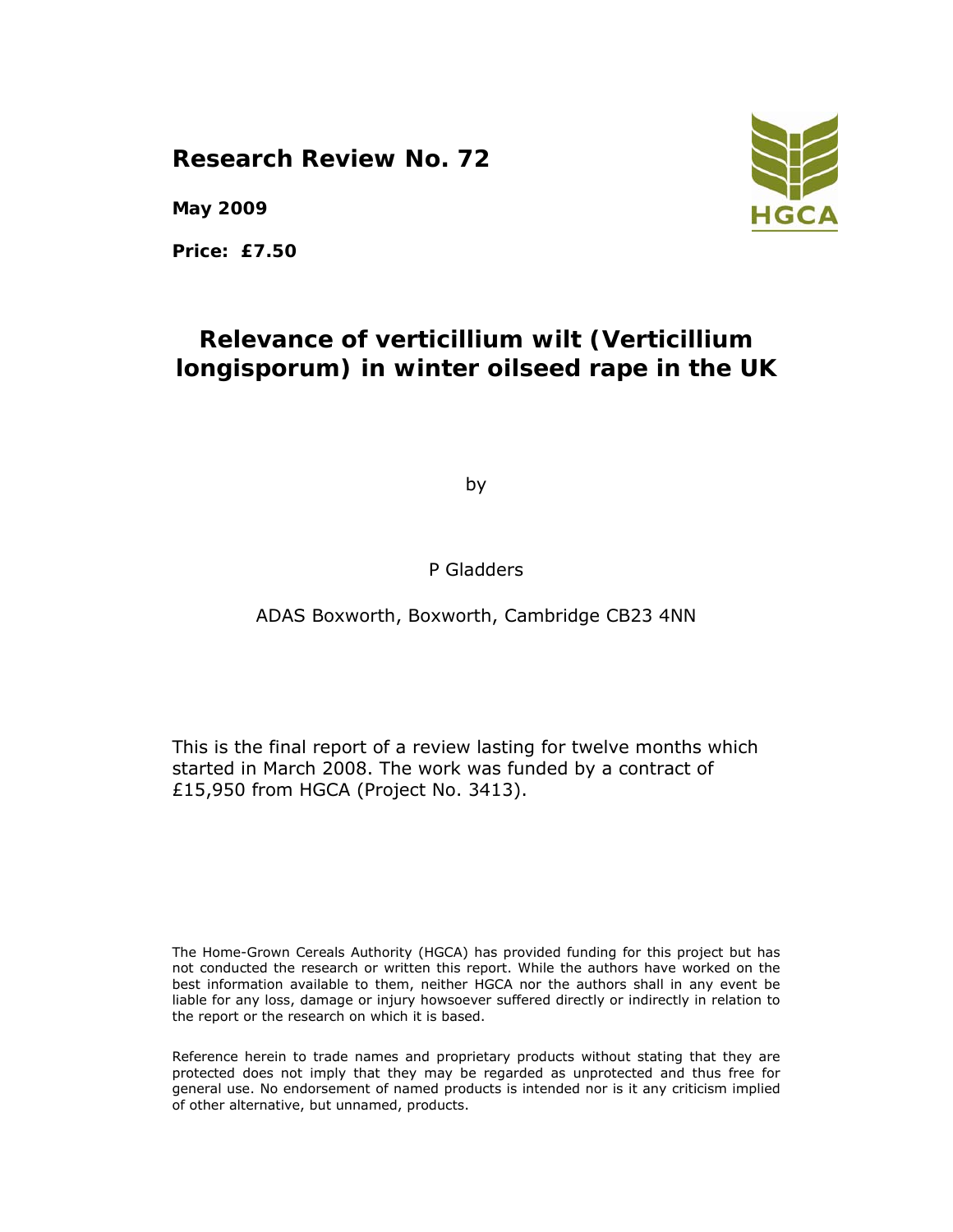**Research Review No. 72**

**May 2009**

**Price: £7.50**

HGCA

# Relevance of verticillium wilt (Verticillium longisporum) in winter oilseed rape in the UK

by

P Gladders

ADAS Boxworth, Boxworth, Cambridge CB23 4NN

This is the final report of a review lasting for twelve months which started in March 2008. The work was funded by a contract of £15,950 from HGCA (Project No. 3413).

The Home-Grown Cereals Authority (HGCA) has provided funding for this project but has not conducted the research or written this report. While the authors have worked on the best information available to them, neither HGCA nor the authors shall in any event be liable for any loss, damage or injury howsoever suffered directly or indirectly in relation to the report or the research on which it is based.

Reference herein to trade names and proprietary products without stating that they are protected does not imply that they may be regarded as unprotected and thus free for general use. No endorsement of named products is intended nor is it any criticism implied of other alternative, but unnamed, products.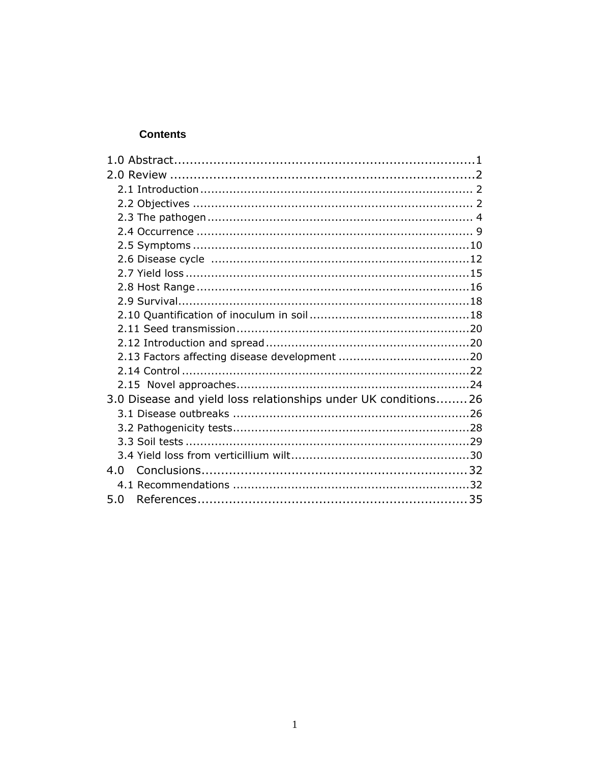**Contents**

1.0 Abstract.......................................................................1
2.0 Review .........................................................................2
2.1 Introduction ..................................................................... 2
2.2 Objectives ........................................................................ 2
2.3 The pathogen ..................................................................... 4
2.4 Occurrence ........................................................................ 9
2.5 Symptoms ........................................................................10
2.6 Disease cycle ....................................................................12
2.7 Yield loss ........................................................................15
2.8 Host Range .......................................................................16
2.9 Survival...........................................................................18
2.10 Quantification of inoculum in soil .......................................18
2.11 Seed transmission.............................................................20
2.12 Introduction and spread .....................................................20
2.13 Factors affecting disease development .................................20
2.14 Control ...........................................................................22
2.15 Novel approaches.............................................................24
3.0 Disease and yield loss relationships under UK conditions........26
3.1 Disease outbreaks ..............................................................26
3.2 Pathogenicity tests..............................................................28
3.3 Soil tests ..........................................................................29
3.4 Yield loss from verticillium wilt..............................................30
4.0 Conclusions.................................................................32
4.1 Recommendations .............................................................32
5.0 References..................................................................35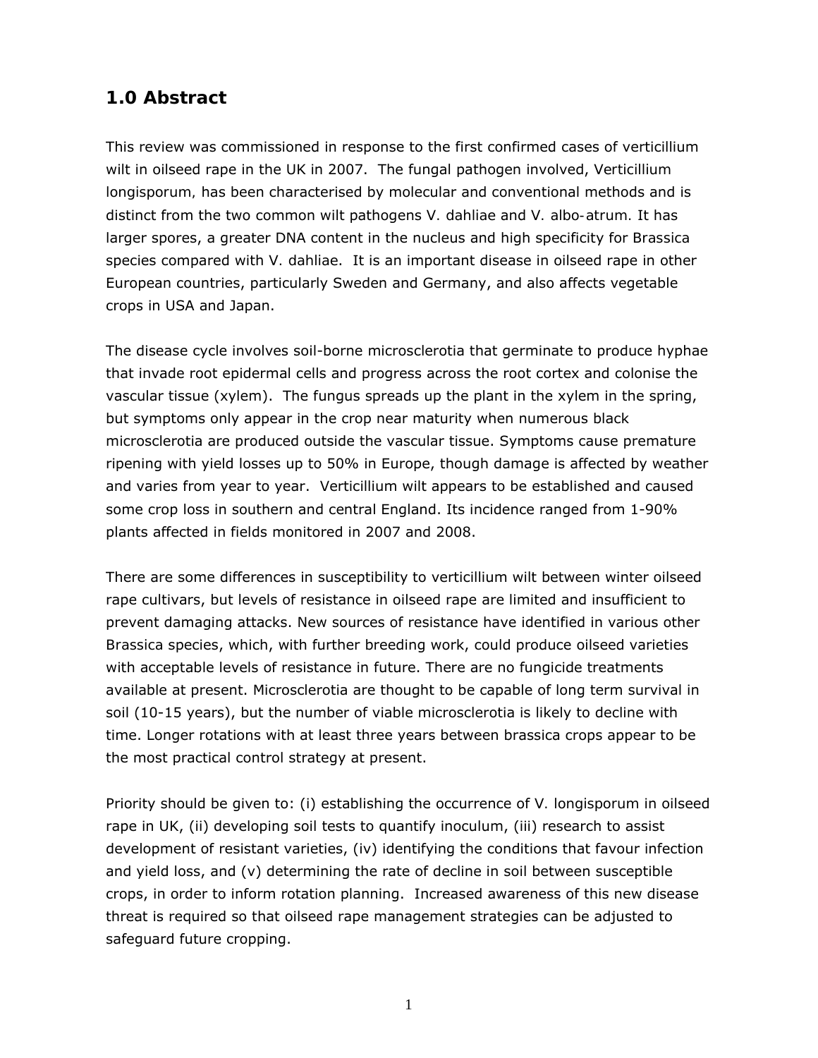## 1.0 Abstract

This review was commissioned in response to the first confirmed cases of verticillium wilt in oilseed rape in the UK in 2007. The fungal pathogen involved, Verticillium longisporum, has been characterised by molecular and conventional methods and is distinct from the two common wilt pathogens V. dahliae and V. albo-atrum. It has larger spores, a greater DNA content in the nucleus and high specificity for Brassica species compared with V. dahliae. It is an important disease in oilseed rape in other European countries, particularly Sweden and Germany, and also affects vegetable crops in USA and Japan.

The disease cycle involves soil-borne microsclerotia that germinate to produce hyphae that invade root epidermal cells and progress across the root cortex and colonise the vascular tissue (xylem). The fungus spreads up the plant in the xylem in the spring, but symptoms only appear in the crop near maturity when numerous black microsclerotia are produced outside the vascular tissue. Symptoms cause premature ripening with yield losses up to 50% in Europe, though damage is affected by weather and varies from year to year. Verticillium wilt appears to be established and caused some crop loss in southern and central England. Its incidence ranged from 1-90% plants affected in fields monitored in 2007 and 2008.

There are some differences in susceptibility to verticillium wilt between winter oilseed rape cultivars, but levels of resistance in oilseed rape are limited and insufficient to prevent damaging attacks. New sources of resistance have identified in various other Brassica species, which, with further breeding work, could produce oilseed varieties with acceptable levels of resistance in future. There are no fungicide treatments available at present. Microsclerotia are thought to be capable of long term survival in soil (10-15 years), but the number of viable microsclerotia is likely to decline with time. Longer rotations with at least three years between brassica crops appear to be the most practical control strategy at present.

Priority should be given to: (i) establishing the occurrence of V. longisporum in oilseed rape in UK, (ii) developing soil tests to quantify inoculum, (iii) research to assist development of resistant varieties, (iv) identifying the conditions that favour infection and yield loss, and (v) determining the rate of decline in soil between susceptible crops, in order to inform rotation planning. Increased awareness of this new disease threat is required so that oilseed rape management strategies can be adjusted to safeguard future cropping.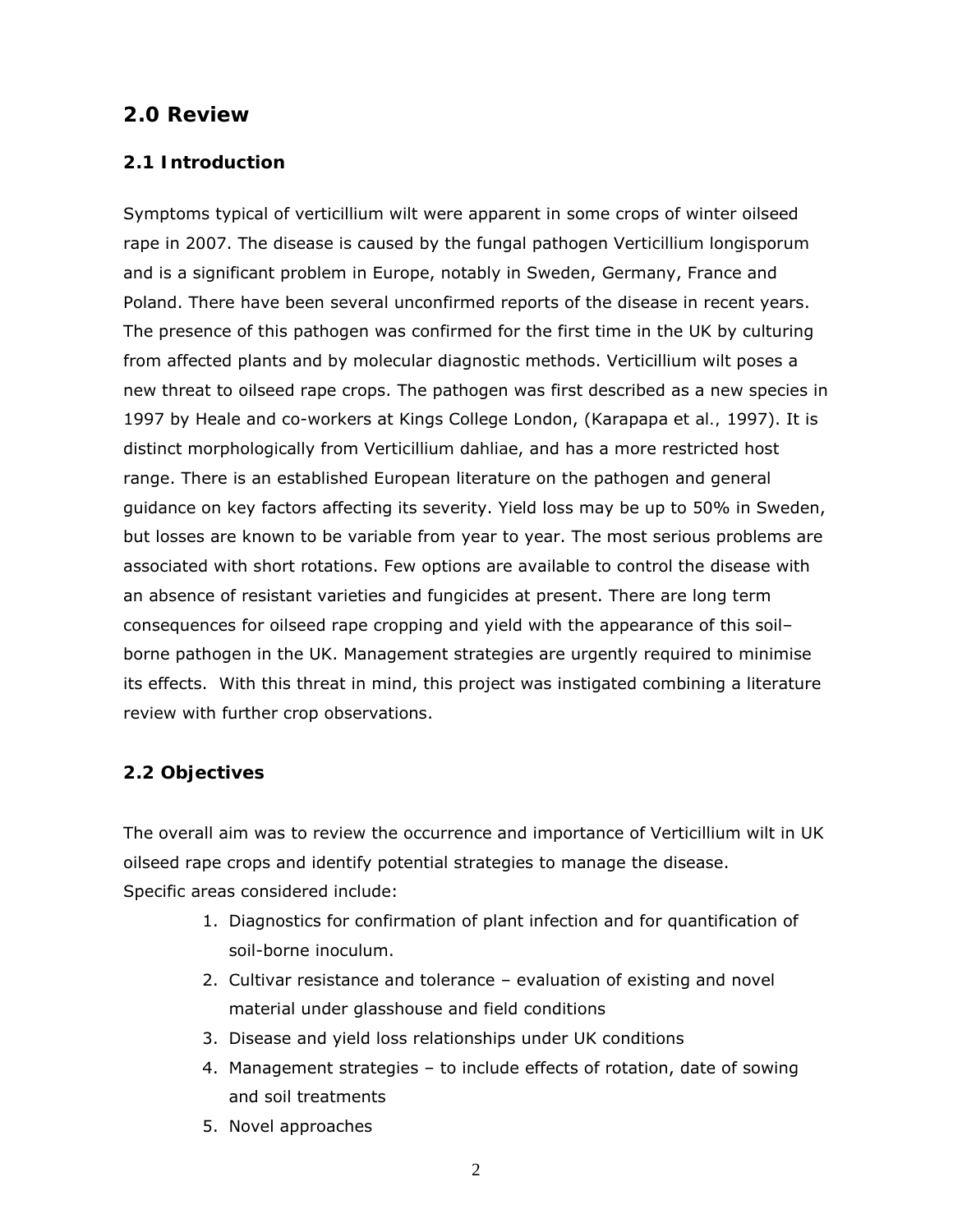## 2.0 Review

### 2.1 Introduction

Symptoms typical of verticillium wilt were apparent in some crops of winter oilseed rape in 2007. The disease is caused by the fungal pathogen Verticillium longisporum and is a significant problem in Europe, notably in Sweden, Germany, France and Poland. There have been several unconfirmed reports of the disease in recent years. The presence of this pathogen was confirmed for the first time in the UK by culturing from affected plants and by molecular diagnostic methods. Verticillium wilt poses a new threat to oilseed rape crops. The pathogen was first described as a new species in 1997 by Heale and co-workers at Kings College London, (Karapapa et al*.*, 1997). It is distinct morphologically from Verticillium dahliae, and has a more restricted host range. There is an established European literature on the pathogen and general guidance on key factors affecting its severity. Yield loss may be up to 50% in Sweden, but losses are known to be variable from year to year. The most serious problems are associated with short rotations. Few options are available to control the disease with an absence of resistant varieties and fungicides at present. There are long term consequences for oilseed rape cropping and yield with the appearance of this soil–borne pathogen in the UK. Management strategies are urgently required to minimise its effects. With this threat in mind, this project was instigated combining a literature review with further crop observations.

### 2.2 Objectives

The overall aim was to review the occurrence and importance of Verticillium wilt in UK oilseed rape crops and identify potential strategies to manage the disease.
Specific areas considered include:

1. Diagnostics for confirmation of plant infection and for quantification of soil-borne inoculum.
2. Cultivar resistance and tolerance – evaluation of existing and novel material under glasshouse and field conditions
3. Disease and yield loss relationships under UK conditions
4. Management strategies – to include effects of rotation, date of sowing and soil treatments
5. Novel approaches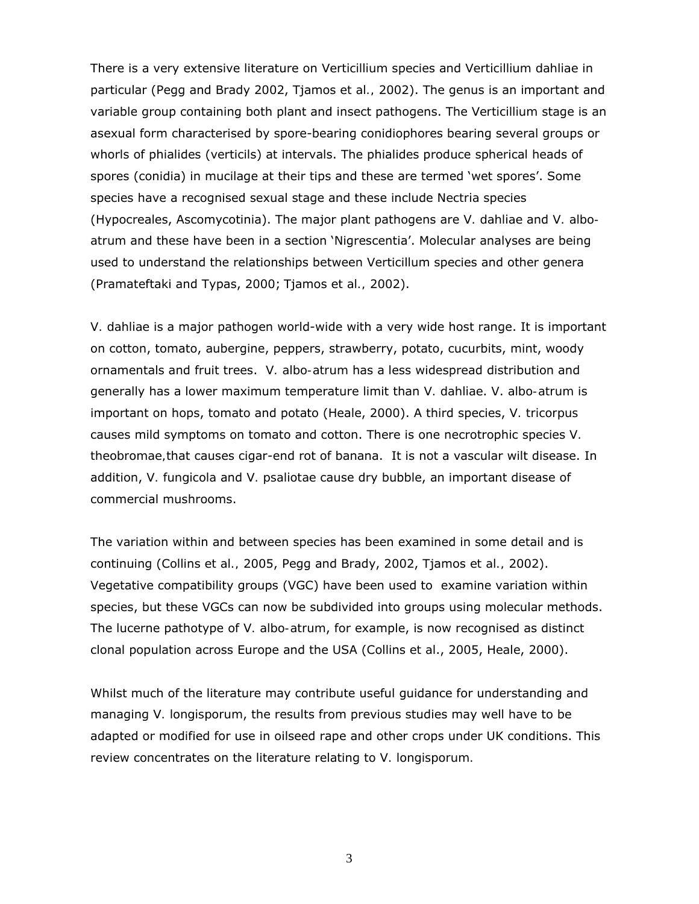There is a very extensive literature on Verticillium species and Verticillium dahliae in particular (Pegg and Brady 2002, Tjamos et al., 2002). The genus is an important and variable group containing both plant and insect pathogens. The Verticillium stage is an asexual form characterised by spore-bearing conidiophores bearing several groups or whorls of phialides (verticils) at intervals. The phialides produce spherical heads of spores (conidia) in mucilage at their tips and these are termed 'wet spores'. Some species have a recognised sexual stage and these include Nectria species (Hypocreales, Ascomycotinia). The major plant pathogens are V. dahliae and V. albo-atrum and these have been in a section 'Nigrescentia'. Molecular analyses are being used to understand the relationships between Verticillum species and other genera (Pramateftaki and Typas, 2000; Tjamos et al., 2002).

V. dahliae is a major pathogen world-wide with a very wide host range. It is important on cotton, tomato, aubergine, peppers, strawberry, potato, cucurbits, mint, woody ornamentals and fruit trees. V. albo-atrum has a less widespread distribution and generally has a lower maximum temperature limit than V. dahliae. V. albo-atrum is important on hops, tomato and potato (Heale, 2000). A third species, V. tricorpus causes mild symptoms on tomato and cotton. There is one necrotrophic species V. theobromae,that causes cigar-end rot of banana. It is not a vascular wilt disease. In addition, V. fungicola and V. psaliotae cause dry bubble, an important disease of commercial mushrooms.

The variation within and between species has been examined in some detail and is continuing (Collins et al., 2005, Pegg and Brady, 2002, Tjamos et al., 2002). Vegetative compatibility groups (VGC) have been used to examine variation within species, but these VGCs can now be subdivided into groups using molecular methods. The lucerne pathotype of V. albo-atrum, for example, is now recognised as distinct clonal population across Europe and the USA (Collins et al., 2005, Heale, 2000).

Whilst much of the literature may contribute useful guidance for understanding and managing V. longisporum, the results from previous studies may well have to be adapted or modified for use in oilseed rape and other crops under UK conditions. This review concentrates on the literature relating to V. longisporum.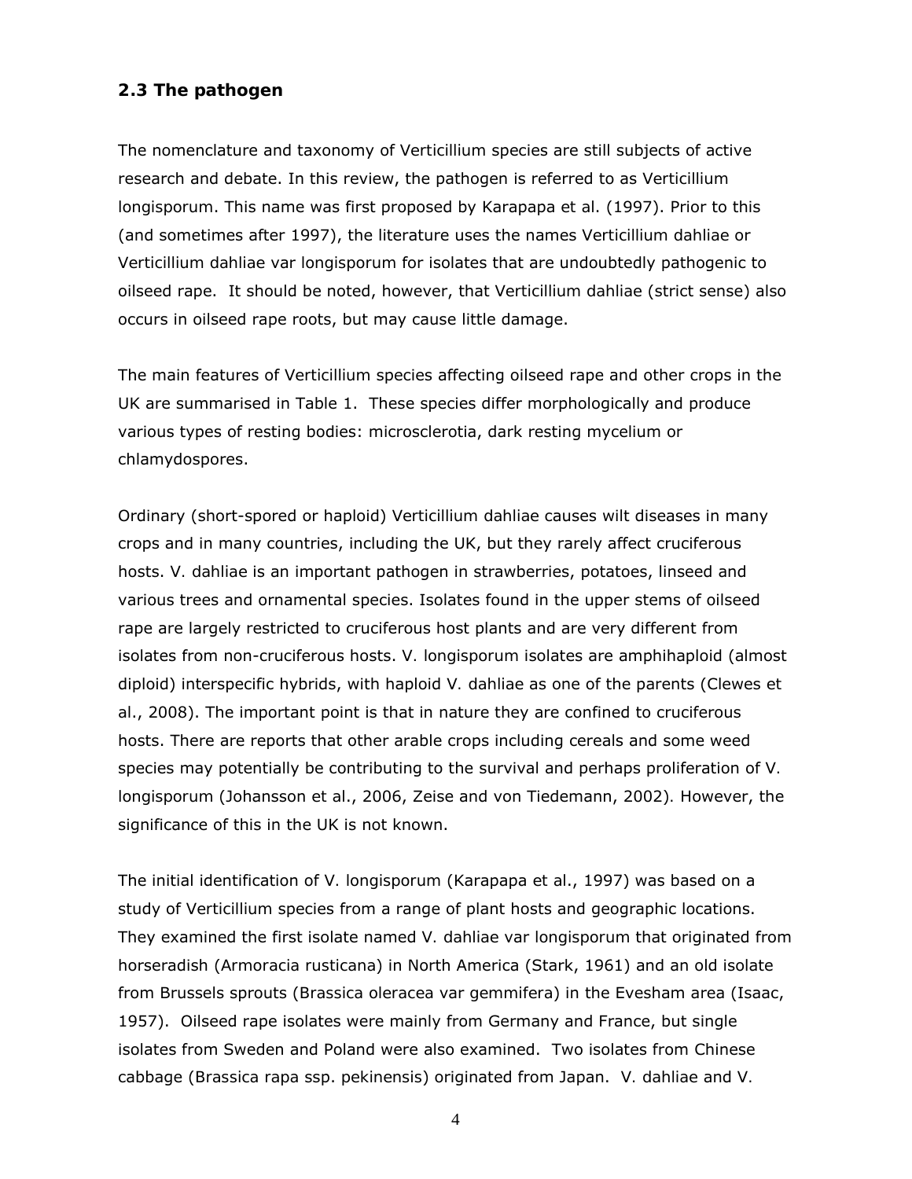## 2.3 The pathogen

The nomenclature and taxonomy of Verticillium species are still subjects of active research and debate. In this review, the pathogen is referred to as Verticillium longisporum. This name was first proposed by Karapapa et al. (1997). Prior to this (and sometimes after 1997), the literature uses the names Verticillium dahliae or Verticillium dahliae var longisporum for isolates that are undoubtedly pathogenic to oilseed rape. It should be noted, however, that Verticillium dahliae (strict sense) also occurs in oilseed rape roots, but may cause little damage.

The main features of Verticillium species affecting oilseed rape and other crops in the UK are summarised in Table 1. These species differ morphologically and produce various types of resting bodies: microsclerotia, dark resting mycelium or chlamydospores.

Ordinary (short-spored or haploid) Verticillium dahliae causes wilt diseases in many crops and in many countries, including the UK, but they rarely affect cruciferous hosts. V. dahliae is an important pathogen in strawberries, potatoes, linseed and various trees and ornamental species. Isolates found in the upper stems of oilseed rape are largely restricted to cruciferous host plants and are very different from isolates from non-cruciferous hosts. V. longisporum isolates are amphihaploid (almost diploid) interspecific hybrids, with haploid V. dahliae as one of the parents (Clewes et al., 2008). The important point is that in nature they are confined to cruciferous hosts. There are reports that other arable crops including cereals and some weed species may potentially be contributing to the survival and perhaps proliferation of V. longisporum (Johansson et al., 2006, Zeise and von Tiedemann, 2002). However, the significance of this in the UK is not known.

The initial identification of V. longisporum (Karapapa et al., 1997) was based on a study of Verticillium species from a range of plant hosts and geographic locations. They examined the first isolate named V. dahliae var longisporum that originated from horseradish (Armoracia rusticana) in North America (Stark, 1961) and an old isolate from Brussels sprouts (Brassica oleracea var gemmifera) in the Evesham area (Isaac, 1957). Oilseed rape isolates were mainly from Germany and France, but single isolates from Sweden and Poland were also examined. Two isolates from Chinese cabbage (Brassica rapa ssp. pekinensis) originated from Japan. V. dahliae and V.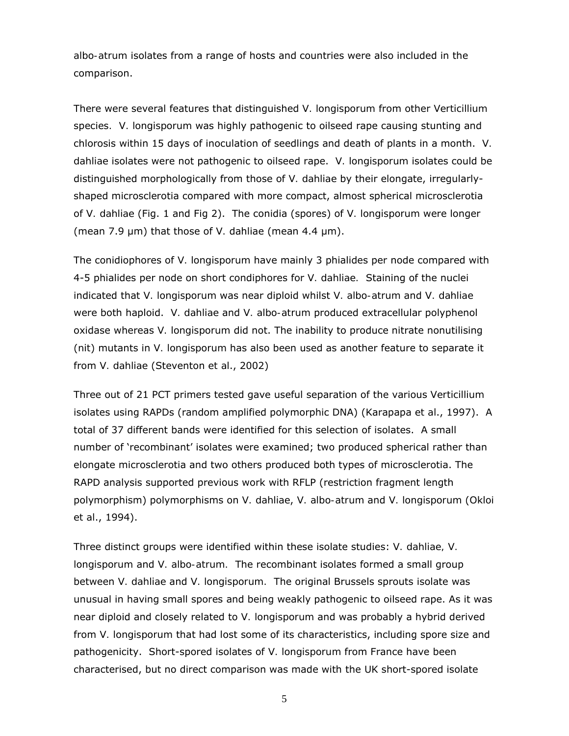albo-atrum isolates from a range of hosts and countries were also included in the comparison.

There were several features that distinguished V. longisporum from other Verticillium species. V. longisporum was highly pathogenic to oilseed rape causing stunting and chlorosis within 15 days of inoculation of seedlings and death of plants in a month. V. dahliae isolates were not pathogenic to oilseed rape. V. longisporum isolates could be distinguished morphologically from those of V. dahliae by their elongate, irregularly-shaped microsclerotia compared with more compact, almost spherical microsclerotia of V. dahliae (Fig. 1 and Fig 2). The conidia (spores) of V. longisporum were longer (mean 7.9 µm) that those of V. dahliae (mean 4.4 µm).

The conidiophores of V. longisporum have mainly 3 phialides per node compared with 4-5 phialides per node on short condiphores for V. dahliae. Staining of the nuclei indicated that V. longisporum was near diploid whilst V. albo-atrum and V. dahliae were both haploid. V. dahliae and V. albo-atrum produced extracellular polyphenol oxidase whereas V. longisporum did not. The inability to produce nitrate nonutilising (nit) mutants in V. longisporum has also been used as another feature to separate it from V. dahliae (Steventon et al., 2002)

Three out of 21 PCT primers tested gave useful separation of the various Verticillium isolates using RAPDs (random amplified polymorphic DNA) (Karapapa et al., 1997). A total of 37 different bands were identified for this selection of isolates. A small number of 'recombinant' isolates were examined; two produced spherical rather than elongate microsclerotia and two others produced both types of microsclerotia. The RAPD analysis supported previous work with RFLP (restriction fragment length polymorphism) polymorphisms on V. dahliae, V. albo-atrum and V. longisporum (Okloi et al., 1994).

Three distinct groups were identified within these isolate studies: V. dahliae, V. longisporum and V. albo-atrum. The recombinant isolates formed a small group between V. dahliae and V. longisporum. The original Brussels sprouts isolate was unusual in having small spores and being weakly pathogenic to oilseed rape. As it was near diploid and closely related to V. longisporum and was probably a hybrid derived from V. longisporum that had lost some of its characteristics, including spore size and pathogenicity. Short-spored isolates of V. longisporum from France have been characterised, but no direct comparison was made with the UK short-spored isolate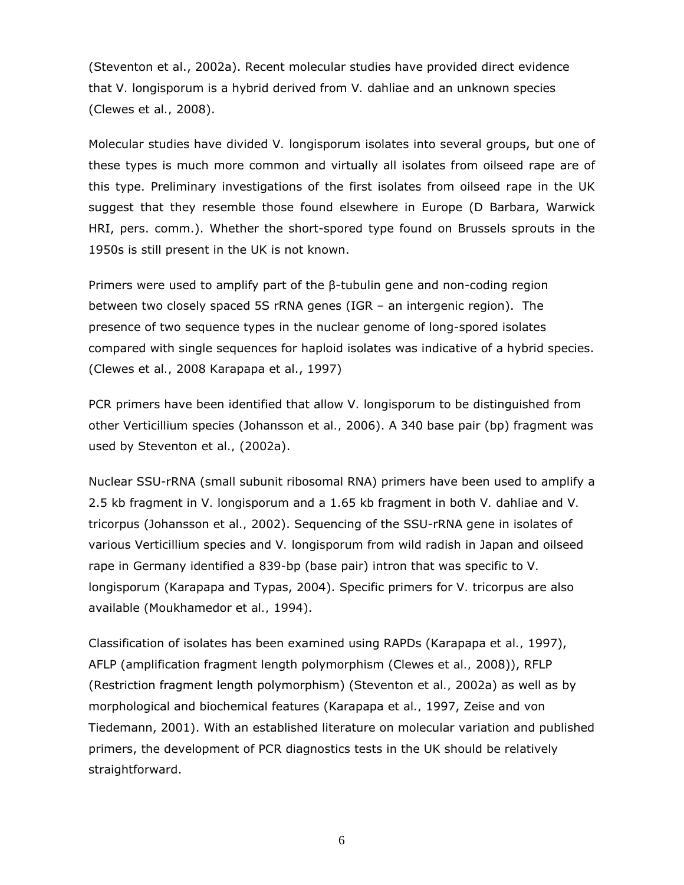(Steventon et al., 2002a). Recent molecular studies have provided direct evidence that V. longisporum is a hybrid derived from V. dahliae and an unknown species (Clewes et al., 2008).

Molecular studies have divided V. longisporum isolates into several groups, but one of these types is much more common and virtually all isolates from oilseed rape are of this type. Preliminary investigations of the first isolates from oilseed rape in the UK suggest that they resemble those found elsewhere in Europe (D Barbara, Warwick HRI, pers. comm.). Whether the short-spored type found on Brussels sprouts in the 1950s is still present in the UK is not known.

Primers were used to amplify part of the β-tubulin gene and non-coding region between two closely spaced 5S rRNA genes (IGR – an intergenic region). The presence of two sequence types in the nuclear genome of long-spored isolates compared with single sequences for haploid isolates was indicative of a hybrid species. (Clewes et al., 2008 Karapapa et al., 1997)

PCR primers have been identified that allow V. longisporum to be distinguished from other Verticillium species (Johansson et al., 2006). A 340 base pair (bp) fragment was used by Steventon et al., (2002a).

Nuclear SSU-rRNA (small subunit ribosomal RNA) primers have been used to amplify a 2.5 kb fragment in V. longisporum and a 1.65 kb fragment in both V. dahliae and V. tricorpus (Johansson et al., 2002). Sequencing of the SSU-rRNA gene in isolates of various Verticillium species and V. longisporum from wild radish in Japan and oilseed rape in Germany identified a 839-bp (base pair) intron that was specific to V. longisporum (Karapapa and Typas, 2004). Specific primers for V. tricorpus are also available (Moukhamedor et al., 1994).

Classification of isolates has been examined using RAPDs (Karapapa et al., 1997), AFLP (amplification fragment length polymorphism (Clewes et al., 2008)), RFLP (Restriction fragment length polymorphism) (Steventon et al., 2002a) as well as by morphological and biochemical features (Karapapa et al., 1997, Zeise and von Tiedemann, 2001). With an established literature on molecular variation and published primers, the development of PCR diagnostics tests in the UK should be relatively straightforward.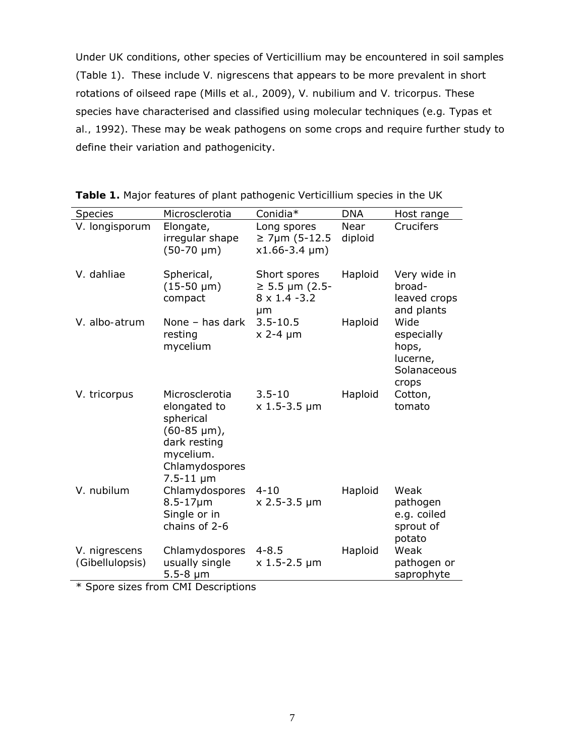Under UK conditions, other species of Verticillium may be encountered in soil samples (Table 1). These include V. nigrescens that appears to be more prevalent in short rotations of oilseed rape (Mills et al., 2009), V. nubilium and V. tricorpus. These species have characterised and classified using molecular techniques (e.g. Typas et al., 1992). These may be weak pathogens on some crops and require further study to define their variation and pathogenicity.

**Table 1.** Major features of plant pathogenic Verticillium species in the UK

| Species | Microsclerotia | Conidia* | DNA | Host range |
|---|---|---|---|---|
| V. longisporum | Elongate, irregular shape (50-70 µm) | Long spores ≥ 7µm (5-12.5 x1.66-3.4 µm) | Near diploid | Crucifers |
| V. dahliae | Spherical, (15-50 µm) compact | Short spores ≥ 5.5 µm (2.5-8 x 1.4 -3.2 µm | Haploid | Very wide in broad-leaved crops and plants |
| V. albo-atrum | None – has dark resting mycelium | 3.5-10.5 x 2-4 µm | Haploid | Wide especially hops, lucerne, Solanaceous crops |
| V. tricorpus | Microsclerotia elongated to spherical (60-85 µm), dark resting mycelium. Chlamydospores 7.5-11 µm | 3.5-10 x 1.5-3.5 µm | Haploid | Cotton, tomato |
| V. nubilum | Chlamydospores 8.5-17µm Single or in chains of 2-6 | 4-10 x 2.5-3.5 µm | Haploid | Weak pathogen e.g. coiled sprout of potato |
| V. nigrescens (Gibellulopsis) | Chlamydospores usually single 5.5-8 µm | 4-8.5 x 1.5-2.5 µm | Haploid | Weak pathogen or saprophyte |

\* Spore sizes from CMI Descriptions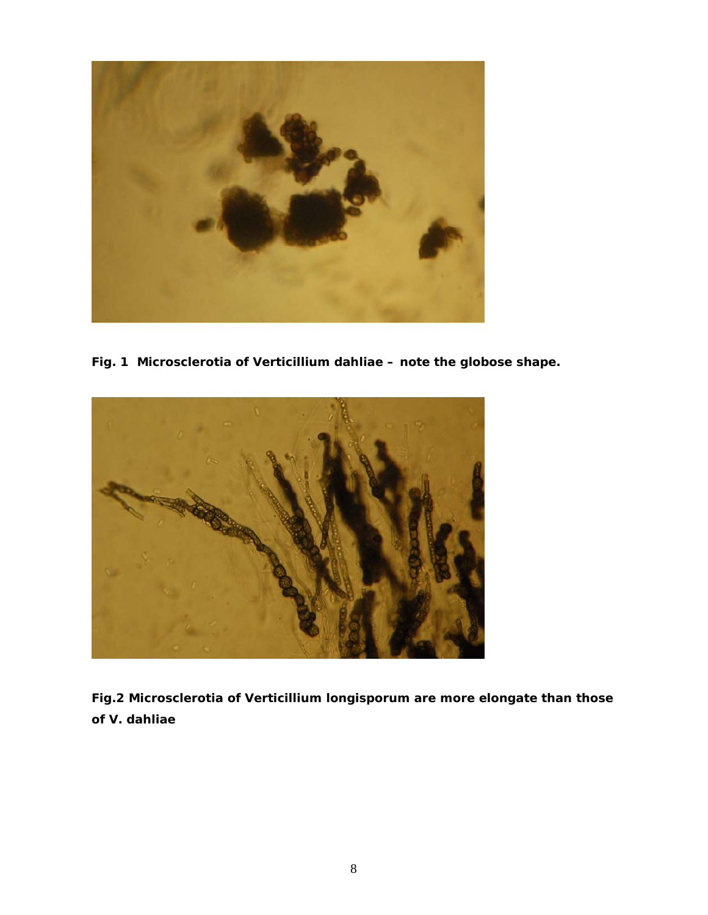**Fig. 1  Microsclerotia of Verticillium dahliae – note the globose shape.**

**Fig.2 Microsclerotia of Verticillium longisporum are more elongate than those of V. dahliae**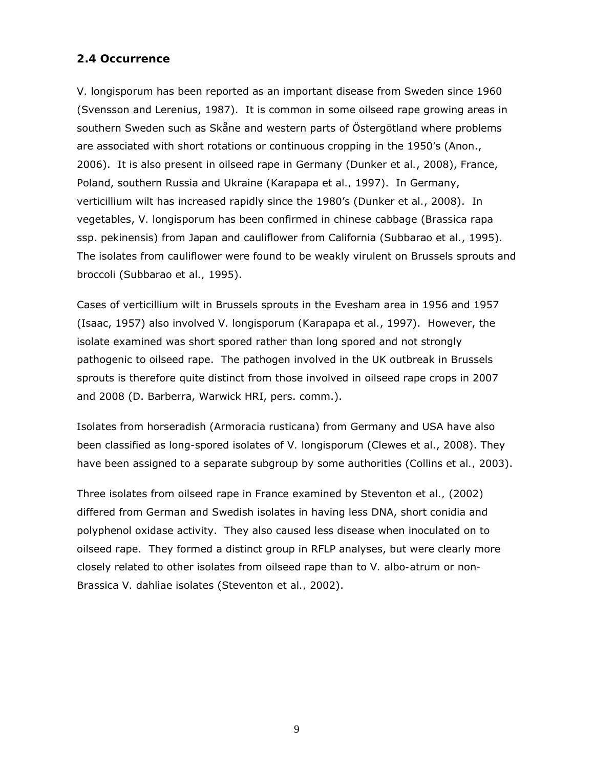## 2.4 Occurrence

V. longisporum has been reported as an important disease from Sweden since 1960 (Svensson and Lerenius, 1987). It is common in some oilseed rape growing areas in southern Sweden such as Skåne and western parts of Östergötland where problems are associated with short rotations or continuous cropping in the 1950's (Anon., 2006). It is also present in oilseed rape in Germany (Dunker et al., 2008), France, Poland, southern Russia and Ukraine (Karapapa et al., 1997). In Germany, verticillium wilt has increased rapidly since the 1980's (Dunker et al., 2008). In vegetables, V. longisporum has been confirmed in chinese cabbage (Brassica rapa ssp. pekinensis) from Japan and cauliflower from California (Subbarao et al., 1995). The isolates from cauliflower were found to be weakly virulent on Brussels sprouts and broccoli (Subbarao et al., 1995).

Cases of verticillium wilt in Brussels sprouts in the Evesham area in 1956 and 1957 (Isaac, 1957) also involved V. longisporum (Karapapa et al., 1997). However, the isolate examined was short spored rather than long spored and not strongly pathogenic to oilseed rape. The pathogen involved in the UK outbreak in Brussels sprouts is therefore quite distinct from those involved in oilseed rape crops in 2007 and 2008 (D. Barberra, Warwick HRI, pers. comm.).

Isolates from horseradish (Armoracia rusticana) from Germany and USA have also been classified as long-spored isolates of V. longisporum (Clewes et al., 2008). They have been assigned to a separate subgroup by some authorities (Collins et al., 2003).

Three isolates from oilseed rape in France examined by Steventon et al., (2002) differed from German and Swedish isolates in having less DNA, short conidia and polyphenol oxidase activity. They also caused less disease when inoculated on to oilseed rape. They formed a distinct group in RFLP analyses, but were clearly more closely related to other isolates from oilseed rape than to V. albo-atrum or non-Brassica V. dahliae isolates (Steventon et al., 2002).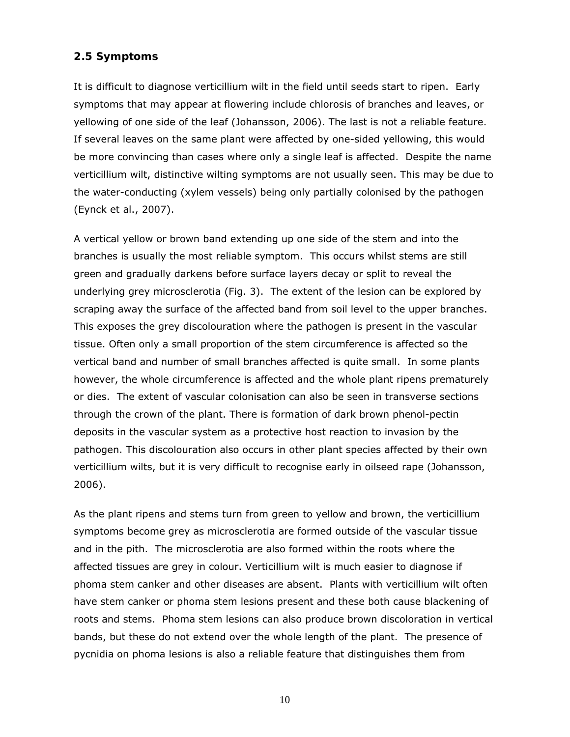## 2.5 Symptoms

It is difficult to diagnose verticillium wilt in the field until seeds start to ripen. Early symptoms that may appear at flowering include chlorosis of branches and leaves, or yellowing of one side of the leaf (Johansson, 2006). The last is not a reliable feature. If several leaves on the same plant were affected by one-sided yellowing, this would be more convincing than cases where only a single leaf is affected. Despite the name verticillium wilt, distinctive wilting symptoms are not usually seen. This may be due to the water-conducting (xylem vessels) being only partially colonised by the pathogen (Eynck et al., 2007).

A vertical yellow or brown band extending up one side of the stem and into the branches is usually the most reliable symptom. This occurs whilst stems are still green and gradually darkens before surface layers decay or split to reveal the underlying grey microsclerotia (Fig. 3). The extent of the lesion can be explored by scraping away the surface of the affected band from soil level to the upper branches. This exposes the grey discolouration where the pathogen is present in the vascular tissue. Often only a small proportion of the stem circumference is affected so the vertical band and number of small branches affected is quite small. In some plants however, the whole circumference is affected and the whole plant ripens prematurely or dies. The extent of vascular colonisation can also be seen in transverse sections through the crown of the plant. There is formation of dark brown phenol-pectin deposits in the vascular system as a protective host reaction to invasion by the pathogen. This discolouration also occurs in other plant species affected by their own verticillium wilts, but it is very difficult to recognise early in oilseed rape (Johansson, 2006).

As the plant ripens and stems turn from green to yellow and brown, the verticillium symptoms become grey as microsclerotia are formed outside of the vascular tissue and in the pith. The microsclerotia are also formed within the roots where the affected tissues are grey in colour. Verticillium wilt is much easier to diagnose if phoma stem canker and other diseases are absent. Plants with verticillium wilt often have stem canker or phoma stem lesions present and these both cause blackening of roots and stems. Phoma stem lesions can also produce brown discoloration in vertical bands, but these do not extend over the whole length of the plant. The presence of pycnidia on phoma lesions is also a reliable feature that distinguishes them from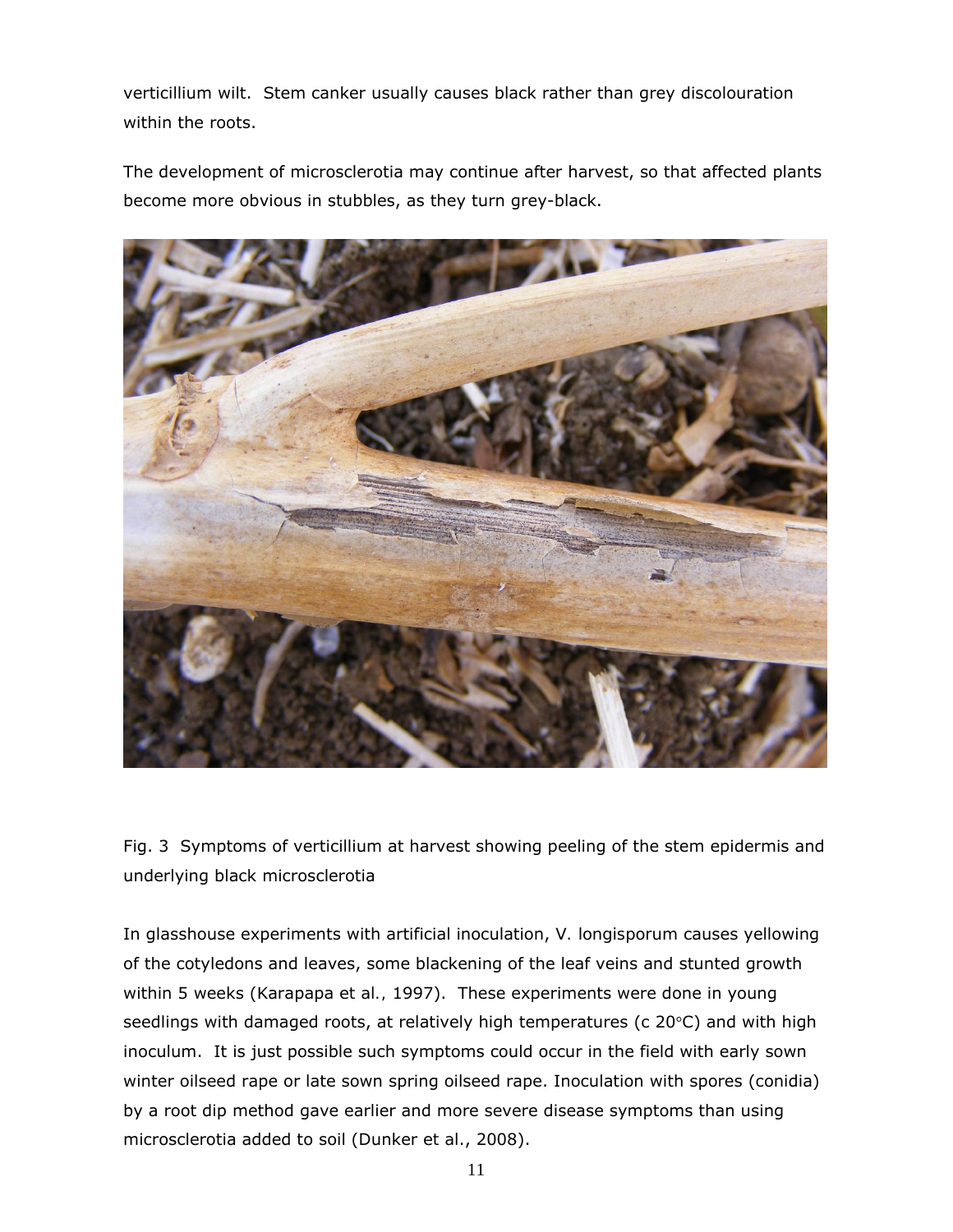verticillium wilt. Stem canker usually causes black rather than grey discolouration within the roots.

The development of microsclerotia may continue after harvest, so that affected plants become more obvious in stubbles, as they turn grey-black.

Fig. 3 Symptoms of verticillium at harvest showing peeling of the stem epidermis and underlying black microsclerotia

In glasshouse experiments with artificial inoculation, V. longisporum causes yellowing of the cotyledons and leaves, some blackening of the leaf veins and stunted growth within 5 weeks (Karapapa et al., 1997). These experiments were done in young seedlings with damaged roots, at relatively high temperatures (c 20°C) and with high inoculum. It is just possible such symptoms could occur in the field with early sown winter oilseed rape or late sown spring oilseed rape. Inoculation with spores (conidia) by a root dip method gave earlier and more severe disease symptoms than using microsclerotia added to soil (Dunker et al., 2008).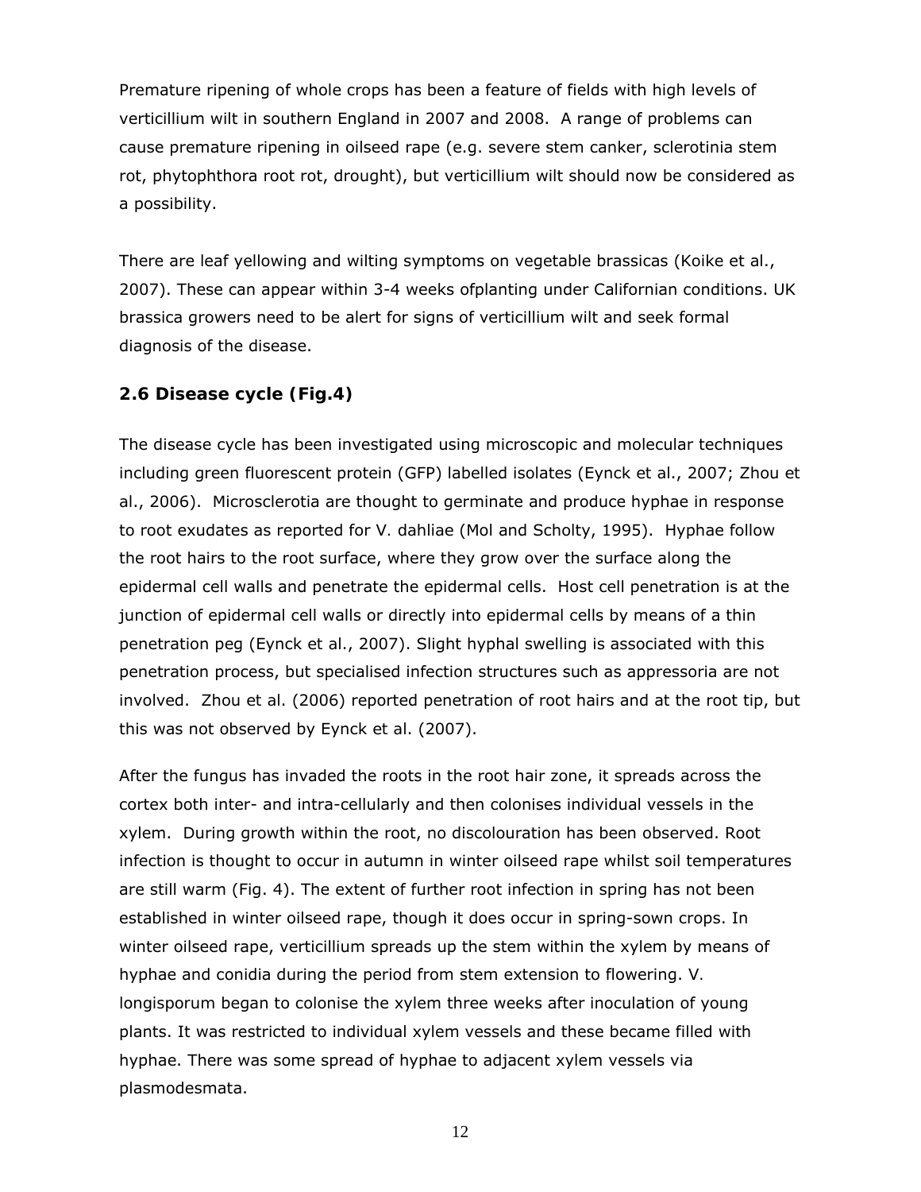Premature ripening of whole crops has been a feature of fields with high levels of verticillium wilt in southern England in 2007 and 2008. A range of problems can cause premature ripening in oilseed rape (e.g. severe stem canker, sclerotinia stem rot, phytophthora root rot, drought), but verticillium wilt should now be considered as a possibility.

There are leaf yellowing and wilting symptoms on vegetable brassicas (Koike et al., 2007). These can appear within 3-4 weeks ofplanting under Californian conditions. UK brassica growers need to be alert for signs of verticillium wilt and seek formal diagnosis of the disease.

### 2.6 Disease cycle (Fig.4)

The disease cycle has been investigated using microscopic and molecular techniques including green fluorescent protein (GFP) labelled isolates (Eynck et al., 2007; Zhou et al., 2006). Microsclerotia are thought to germinate and produce hyphae in response to root exudates as reported for V. dahliae (Mol and Scholty, 1995). Hyphae follow the root hairs to the root surface, where they grow over the surface along the epidermal cell walls and penetrate the epidermal cells. Host cell penetration is at the junction of epidermal cell walls or directly into epidermal cells by means of a thin penetration peg (Eynck et al., 2007). Slight hyphal swelling is associated with this penetration process, but specialised infection structures such as appressoria are not involved. Zhou et al. (2006) reported penetration of root hairs and at the root tip, but this was not observed by Eynck et al. (2007).

After the fungus has invaded the roots in the root hair zone, it spreads across the cortex both inter- and intra-cellularly and then colonises individual vessels in the xylem. During growth within the root, no discolouration has been observed. Root infection is thought to occur in autumn in winter oilseed rape whilst soil temperatures are still warm (Fig. 4). The extent of further root infection in spring has not been established in winter oilseed rape, though it does occur in spring-sown crops. In winter oilseed rape, verticillium spreads up the stem within the xylem by means of hyphae and conidia during the period from stem extension to flowering. V. longisporum began to colonise the xylem three weeks after inoculation of young plants. It was restricted to individual xylem vessels and these became filled with hyphae. There was some spread of hyphae to adjacent xylem vessels via plasmodesmata.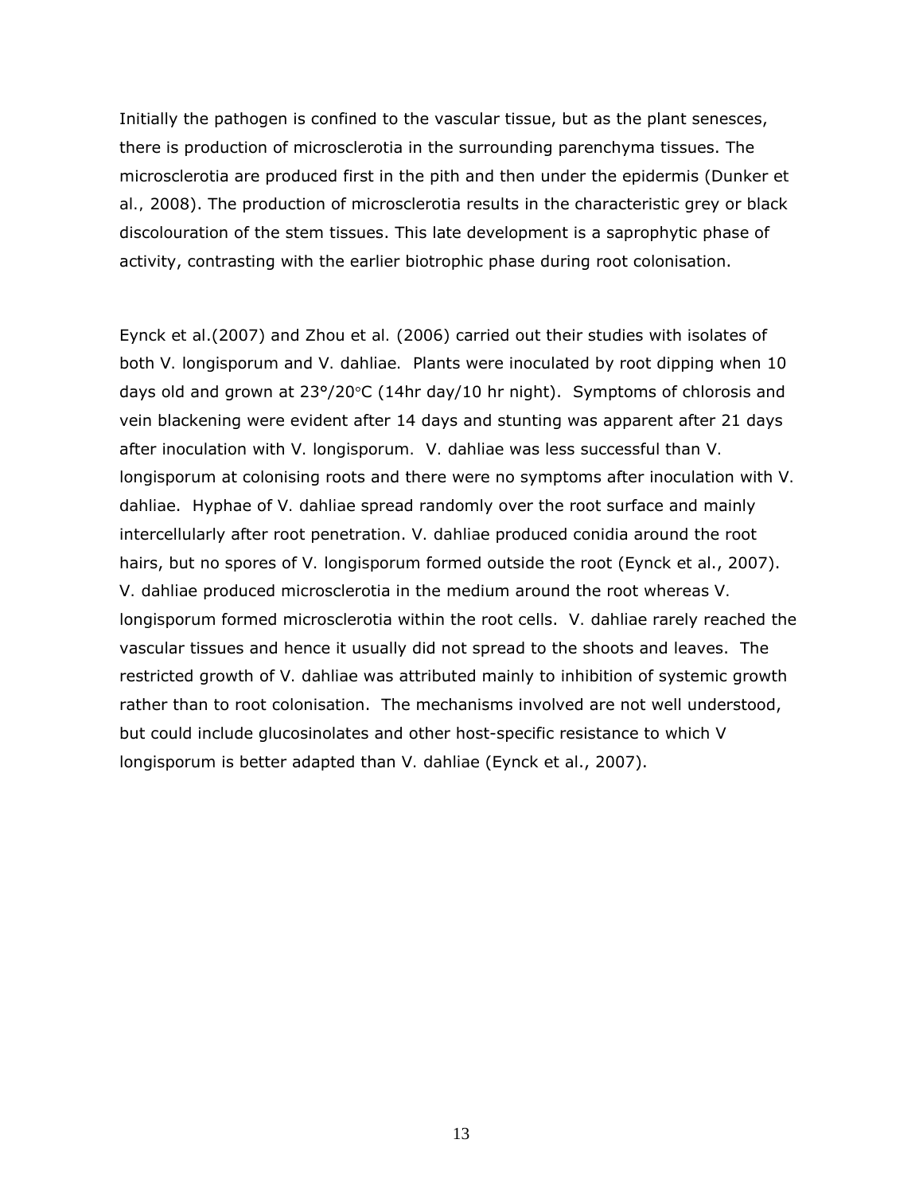Initially the pathogen is confined to the vascular tissue, but as the plant senesces, there is production of microsclerotia in the surrounding parenchyma tissues. The microsclerotia are produced first in the pith and then under the epidermis (Dunker et al., 2008). The production of microsclerotia results in the characteristic grey or black discolouration of the stem tissues. This late development is a saprophytic phase of activity, contrasting with the earlier biotrophic phase during root colonisation.

Eynck et al.(2007) and Zhou et al. (2006) carried out their studies with isolates of both V. longisporum and V. dahliae. Plants were inoculated by root dipping when 10 days old and grown at 23°/20°C (14hr day/10 hr night). Symptoms of chlorosis and vein blackening were evident after 14 days and stunting was apparent after 21 days after inoculation with V. longisporum. V. dahliae was less successful than V. longisporum at colonising roots and there were no symptoms after inoculation with V. dahliae. Hyphae of V. dahliae spread randomly over the root surface and mainly intercellularly after root penetration. V. dahliae produced conidia around the root hairs, but no spores of V. longisporum formed outside the root (Eynck et al., 2007). V. dahliae produced microsclerotia in the medium around the root whereas V. longisporum formed microsclerotia within the root cells. V. dahliae rarely reached the vascular tissues and hence it usually did not spread to the shoots and leaves. The restricted growth of V. dahliae was attributed mainly to inhibition of systemic growth rather than to root colonisation. The mechanisms involved are not well understood, but could include glucosinolates and other host-specific resistance to which V longisporum is better adapted than V. dahliae (Eynck et al., 2007).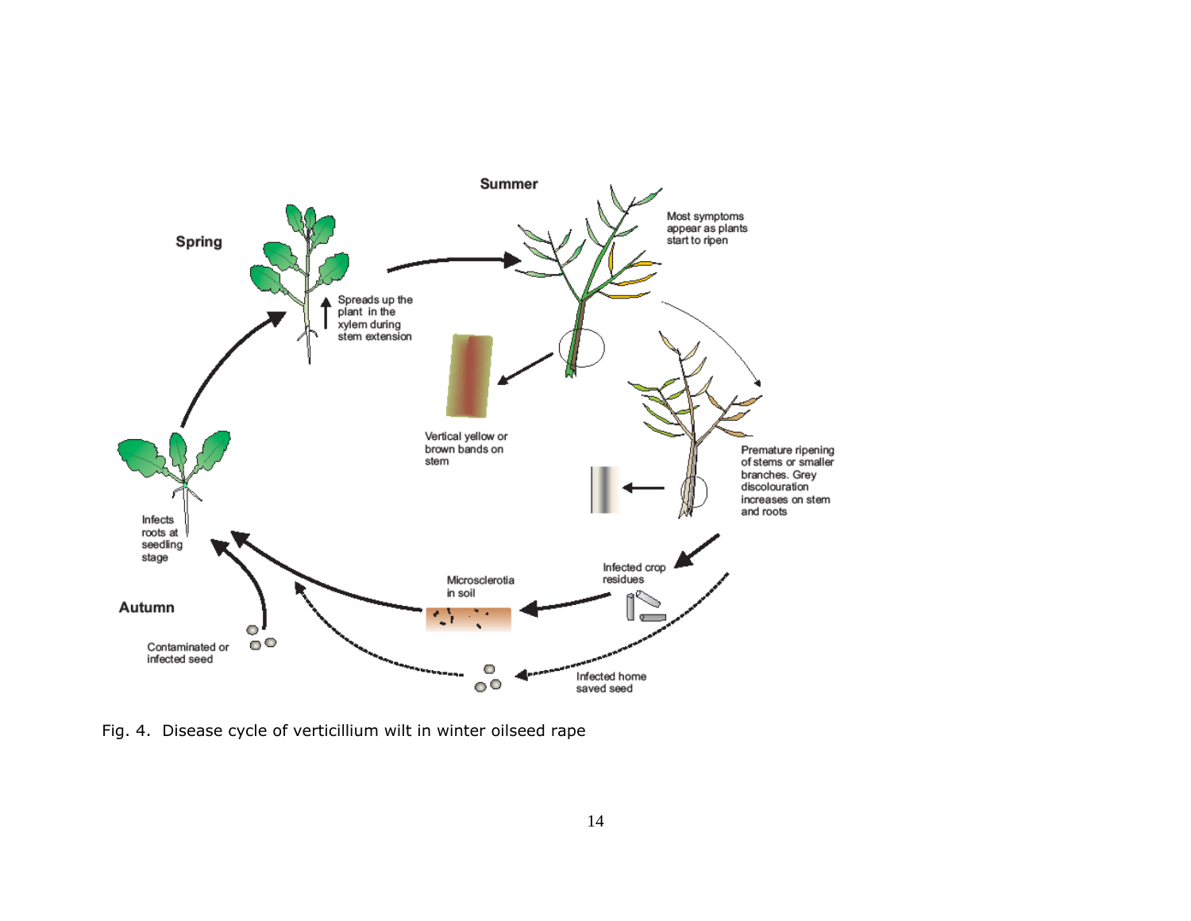Spring

Spreads up the plant in the xylem during stem extension

Summer

Most symptoms appear as plants start to ripen

Vertical yellow or brown bands on stem

Premature ripening of stems or smaller branches. Grey discolouration increases on stem and roots

Infected crop residues

Microsclerotia in soil

Infected home saved seed

Autumn

Contaminated or infected seed

Infects roots at seedling stage

Fig. 4. Disease cycle of verticillium wilt in winter oilseed rape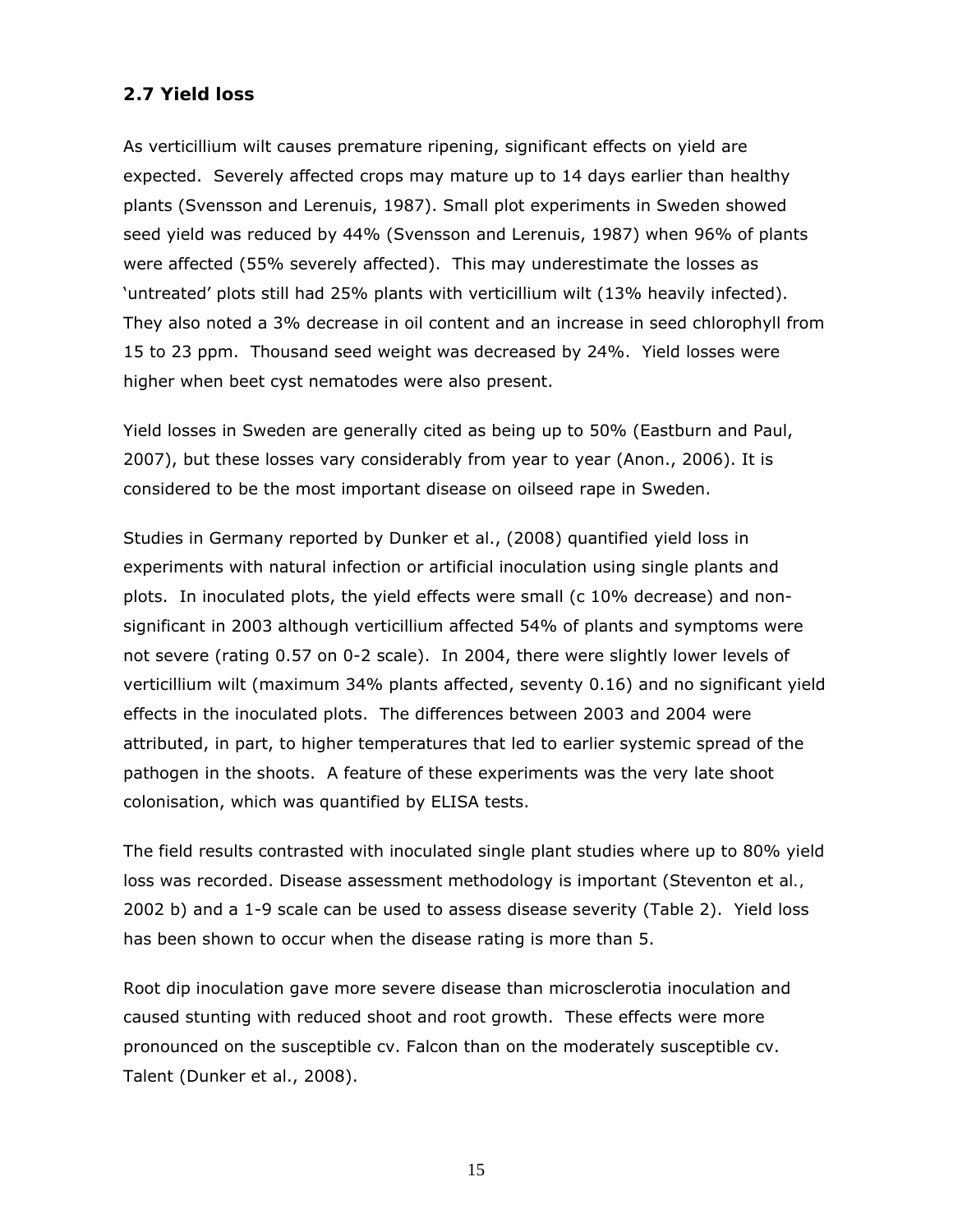## 2.7 Yield loss

As verticillium wilt causes premature ripening, significant effects on yield are expected. Severely affected crops may mature up to 14 days earlier than healthy plants (Svensson and Lerenuis, 1987). Small plot experiments in Sweden showed seed yield was reduced by 44% (Svensson and Lerenuis, 1987) when 96% of plants were affected (55% severely affected). This may underestimate the losses as 'untreated' plots still had 25% plants with verticillium wilt (13% heavily infected). They also noted a 3% decrease in oil content and an increase in seed chlorophyll from 15 to 23 ppm. Thousand seed weight was decreased by 24%. Yield losses were higher when beet cyst nematodes were also present.

Yield losses in Sweden are generally cited as being up to 50% (Eastburn and Paul, 2007), but these losses vary considerably from year to year (Anon., 2006). It is considered to be the most important disease on oilseed rape in Sweden.

Studies in Germany reported by Dunker et al., (2008) quantified yield loss in experiments with natural infection or artificial inoculation using single plants and plots. In inoculated plots, the yield effects were small (c 10% decrease) and non-significant in 2003 although verticillium affected 54% of plants and symptoms were not severe (rating 0.57 on 0-2 scale). In 2004, there were slightly lower levels of verticillium wilt (maximum 34% plants affected, seventy 0.16) and no significant yield effects in the inoculated plots. The differences between 2003 and 2004 were attributed, in part, to higher temperatures that led to earlier systemic spread of the pathogen in the shoots. A feature of these experiments was the very late shoot colonisation, which was quantified by ELISA tests.

The field results contrasted with inoculated single plant studies where up to 80% yield loss was recorded. Disease assessment methodology is important (Steventon et al., 2002 b) and a 1-9 scale can be used to assess disease severity (Table 2). Yield loss has been shown to occur when the disease rating is more than 5.

Root dip inoculation gave more severe disease than microsclerotia inoculation and caused stunting with reduced shoot and root growth. These effects were more pronounced on the susceptible cv. Falcon than on the moderately susceptible cv. Talent (Dunker et al., 2008).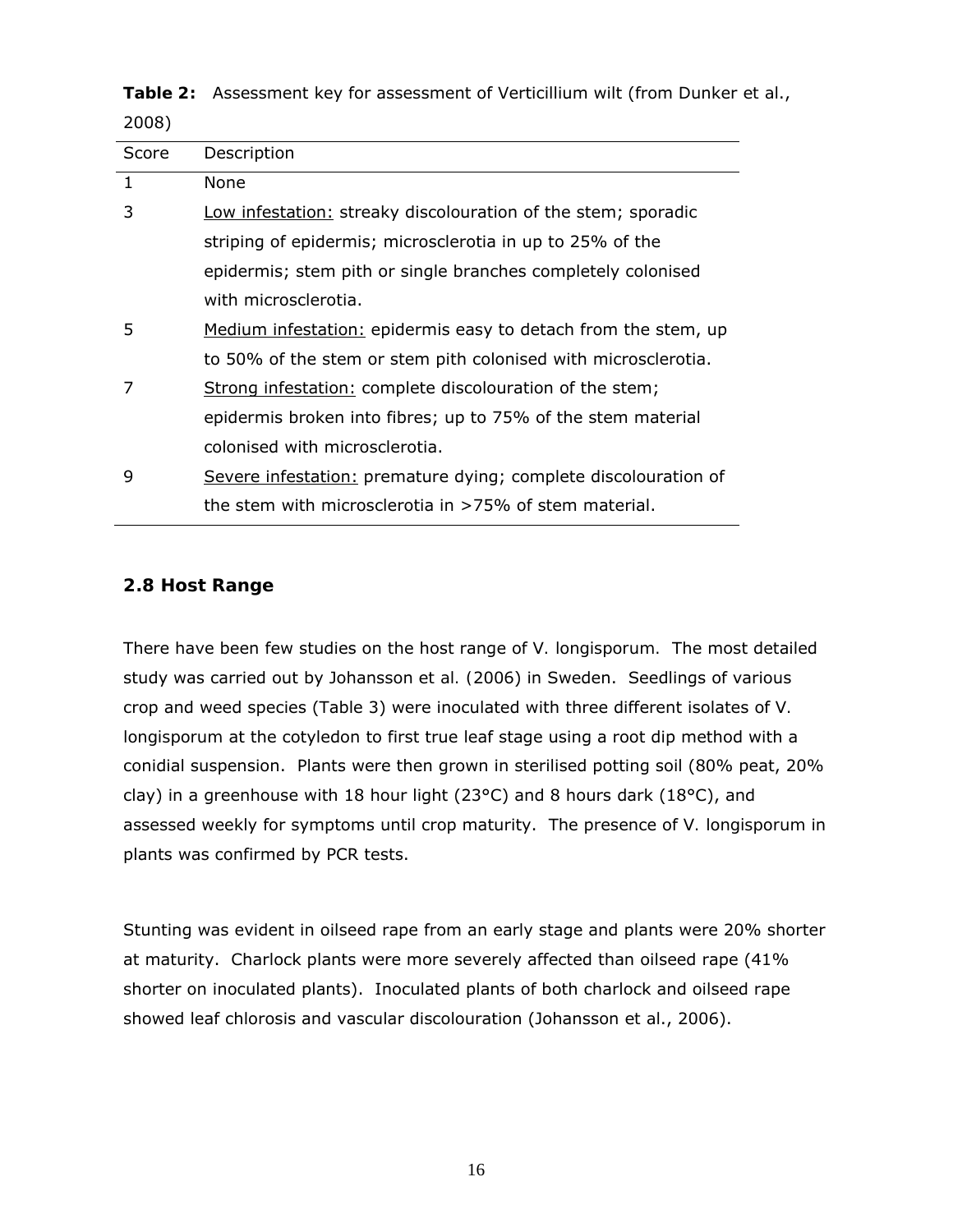**Table 2:** Assessment key for assessment of Verticillium wilt (from Dunker et al., 2008)

| Score | Description |
|---|---|
| 1 | None |
| 3 | Low infestation: streaky discolouration of the stem; sporadic striping of epidermis; microsclerotia in up to 25% of the epidermis; stem pith or single branches completely colonised with microsclerotia. |
| 5 | Medium infestation: epidermis easy to detach from the stem, up to 50% of the stem or stem pith colonised with microsclerotia. |
| 7 | Strong infestation: complete discolouration of the stem; epidermis broken into fibres; up to 75% of the stem material colonised with microsclerotia. |
| 9 | Severe infestation: premature dying; complete discolouration of the stem with microsclerotia in >75% of stem material. |

## 2.8 Host Range

There have been few studies on the host range of *V. longisporum*. The most detailed study was carried out by Johansson et al. (2006) in Sweden. Seedlings of various crop and weed species (Table 3) were inoculated with three different isolates of *V. longisporum* at the cotyledon to first true leaf stage using a root dip method with a conidial suspension. Plants were then grown in sterilised potting soil (80% peat, 20% clay) in a greenhouse with 18 hour light (23°C) and 8 hours dark (18°C), and assessed weekly for symptoms until crop maturity. The presence of *V. longisporum* in plants was confirmed by PCR tests.

Stunting was evident in oilseed rape from an early stage and plants were 20% shorter at maturity. Charlock plants were more severely affected than oilseed rape (41% shorter on inoculated plants). Inoculated plants of both charlock and oilseed rape showed leaf chlorosis and vascular discolouration (Johansson et al., 2006).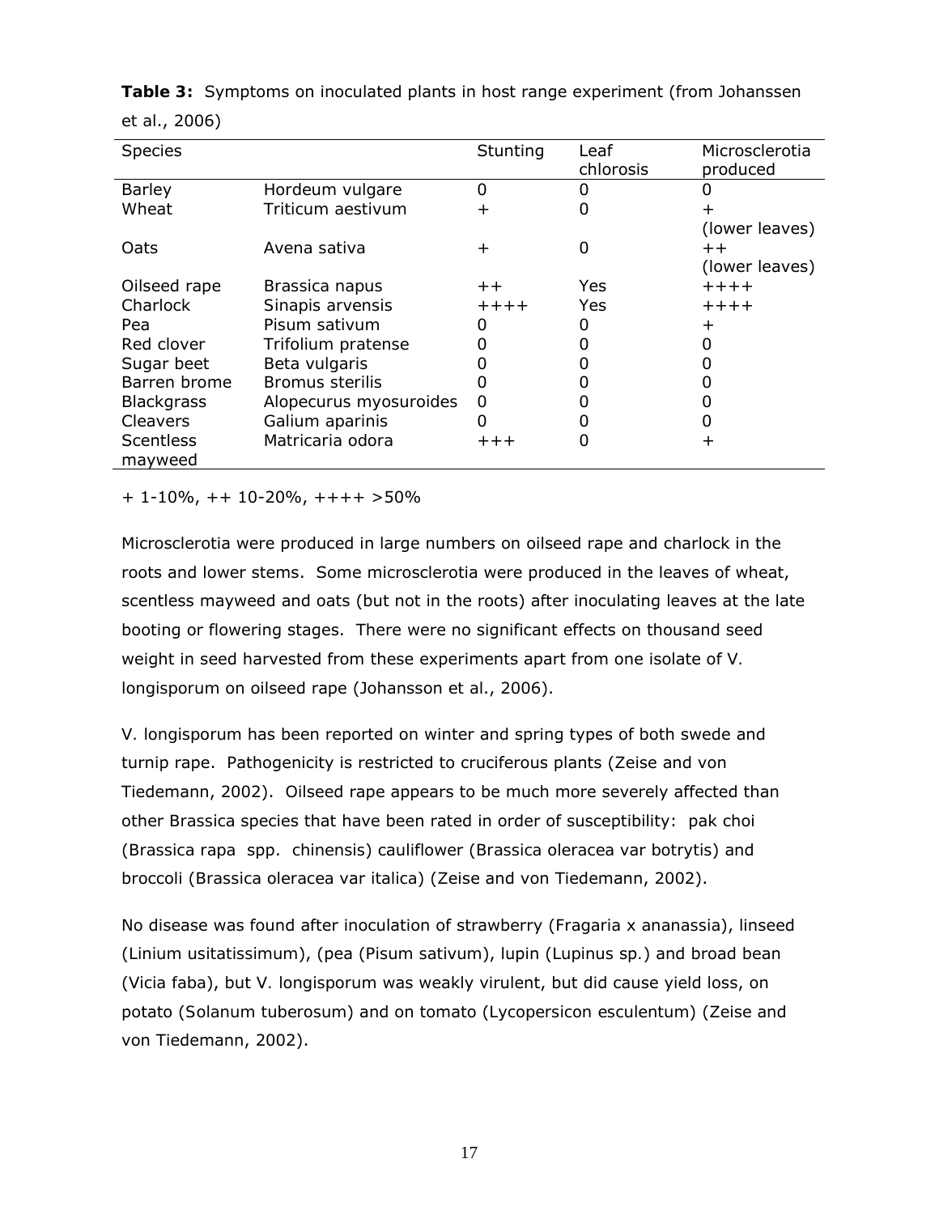**Table 3:** Symptoms on inoculated plants in host range experiment (from Johanssen et al., 2006)

| Species | | Stunting | Leaf chlorosis | Microsclerotia produced |
|---|---|---|---|---|
| Barley | Hordeum vulgare | 0 | 0 | 0 |
| Wheat | Triticum aestivum | + | 0 | + (lower leaves) |
| Oats | Avena sativa | + | 0 | ++ (lower leaves) |
| Oilseed rape | Brassica napus | ++ | Yes | ++++ |
| Charlock | Sinapis arvensis | ++++ | Yes | ++++ |
| Pea | Pisum sativum | 0 | 0 | + |
| Red clover | Trifolium pratense | 0 | 0 | 0 |
| Sugar beet | Beta vulgaris | 0 | 0 | 0 |
| Barren brome | Bromus sterilis | 0 | 0 | 0 |
| Blackgrass | Alopecurus myosuroides | 0 | 0 | 0 |
| Cleavers | Galium aparinis | 0 | 0 | 0 |
| Scentless mayweed | Matricaria odora | +++ | 0 | + |

+ 1-10%, ++ 10-20%, ++++ >50%

Microsclerotia were produced in large numbers on oilseed rape and charlock in the roots and lower stems. Some microsclerotia were produced in the leaves of wheat, scentless mayweed and oats (but not in the roots) after inoculating leaves at the late booting or flowering stages. There were no significant effects on thousand seed weight in seed harvested from these experiments apart from one isolate of V. longisporum on oilseed rape (Johansson et al., 2006).

V. longisporum has been reported on winter and spring types of both swede and turnip rape. Pathogenicity is restricted to cruciferous plants (Zeise and von Tiedemann, 2002). Oilseed rape appears to be much more severely affected than other Brassica species that have been rated in order of susceptibility: pak choi (Brassica rapa spp. chinensis) cauliflower (Brassica oleracea var botrytis) and broccoli (Brassica oleracea var italica) (Zeise and von Tiedemann, 2002).

No disease was found after inoculation of strawberry (Fragaria x ananassia), linseed (Linium usitatissimum), (pea (Pisum sativum), lupin (Lupinus sp.) and broad bean (Vicia faba), but V. longisporum was weakly virulent, but did cause yield loss, on potato (Solanum tuberosum) and on tomato (Lycopersicon esculentum) (Zeise and von Tiedemann, 2002).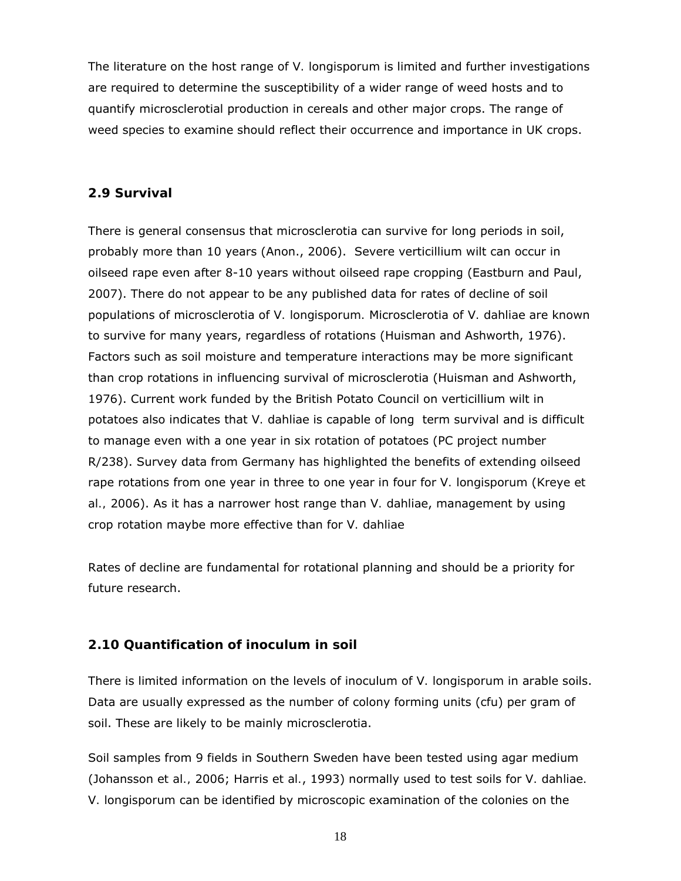The literature on the host range of V. longisporum is limited and further investigations are required to determine the susceptibility of a wider range of weed hosts and to quantify microsclerotial production in cereals and other major crops. The range of weed species to examine should reflect their occurrence and importance in UK crops.

## 2.9 Survival

There is general consensus that microsclerotia can survive for long periods in soil, probably more than 10 years (Anon., 2006). Severe verticillium wilt can occur in oilseed rape even after 8-10 years without oilseed rape cropping (Eastburn and Paul, 2007). There do not appear to be any published data for rates of decline of soil populations of microsclerotia of V. longisporum. Microsclerotia of V. dahliae are known to survive for many years, regardless of rotations (Huisman and Ashworth, 1976). Factors such as soil moisture and temperature interactions may be more significant than crop rotations in influencing survival of microsclerotia (Huisman and Ashworth, 1976). Current work funded by the British Potato Council on verticillium wilt in potatoes also indicates that V. dahliae is capable of long term survival and is difficult to manage even with a one year in six rotation of potatoes (PC project number R/238). Survey data from Germany has highlighted the benefits of extending oilseed rape rotations from one year in three to one year in four for V. longisporum (Kreye et al., 2006). As it has a narrower host range than V. dahliae, management by using crop rotation maybe more effective than for V. dahliae

Rates of decline are fundamental for rotational planning and should be a priority for future research.

## 2.10 Quantification of inoculum in soil

There is limited information on the levels of inoculum of V. longisporum in arable soils. Data are usually expressed as the number of colony forming units (cfu) per gram of soil. These are likely to be mainly microsclerotia.

Soil samples from 9 fields in Southern Sweden have been tested using agar medium (Johansson et al., 2006; Harris et al., 1993) normally used to test soils for V. dahliae. V. longisporum can be identified by microscopic examination of the colonies on the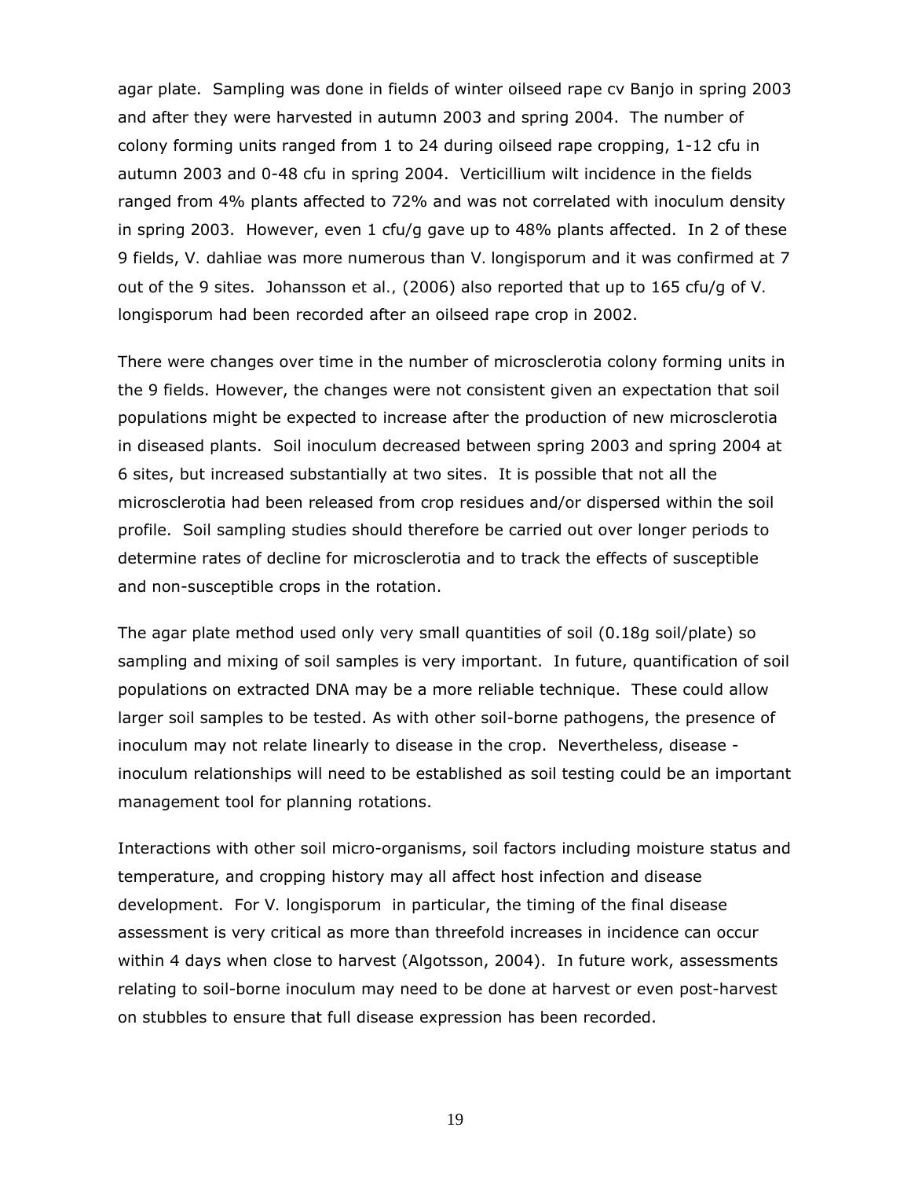agar plate. Sampling was done in fields of winter oilseed rape cv Banjo in spring 2003 and after they were harvested in autumn 2003 and spring 2004. The number of colony forming units ranged from 1 to 24 during oilseed rape cropping, 1-12 cfu in autumn 2003 and 0-48 cfu in spring 2004. Verticillium wilt incidence in the fields ranged from 4% plants affected to 72% and was not correlated with inoculum density in spring 2003. However, even 1 cfu/g gave up to 48% plants affected. In 2 of these 9 fields, V. dahliae was more numerous than V. longisporum and it was confirmed at 7 out of the 9 sites. Johansson et al., (2006) also reported that up to 165 cfu/g of V. longisporum had been recorded after an oilseed rape crop in 2002.

There were changes over time in the number of microsclerotia colony forming units in the 9 fields. However, the changes were not consistent given an expectation that soil populations might be expected to increase after the production of new microsclerotia in diseased plants. Soil inoculum decreased between spring 2003 and spring 2004 at 6 sites, but increased substantially at two sites. It is possible that not all the microsclerotia had been released from crop residues and/or dispersed within the soil profile. Soil sampling studies should therefore be carried out over longer periods to determine rates of decline for microsclerotia and to track the effects of susceptible and non-susceptible crops in the rotation.

The agar plate method used only very small quantities of soil (0.18g soil/plate) so sampling and mixing of soil samples is very important. In future, quantification of soil populations on extracted DNA may be a more reliable technique. These could allow larger soil samples to be tested. As with other soil-borne pathogens, the presence of inoculum may not relate linearly to disease in the crop. Nevertheless, disease - inoculum relationships will need to be established as soil testing could be an important management tool for planning rotations.

Interactions with other soil micro-organisms, soil factors including moisture status and temperature, and cropping history may all affect host infection and disease development. For V. longisporum in particular, the timing of the final disease assessment is very critical as more than threefold increases in incidence can occur within 4 days when close to harvest (Algotsson, 2004). In future work, assessments relating to soil-borne inoculum may need to be done at harvest or even post-harvest on stubbles to ensure that full disease expression has been recorded.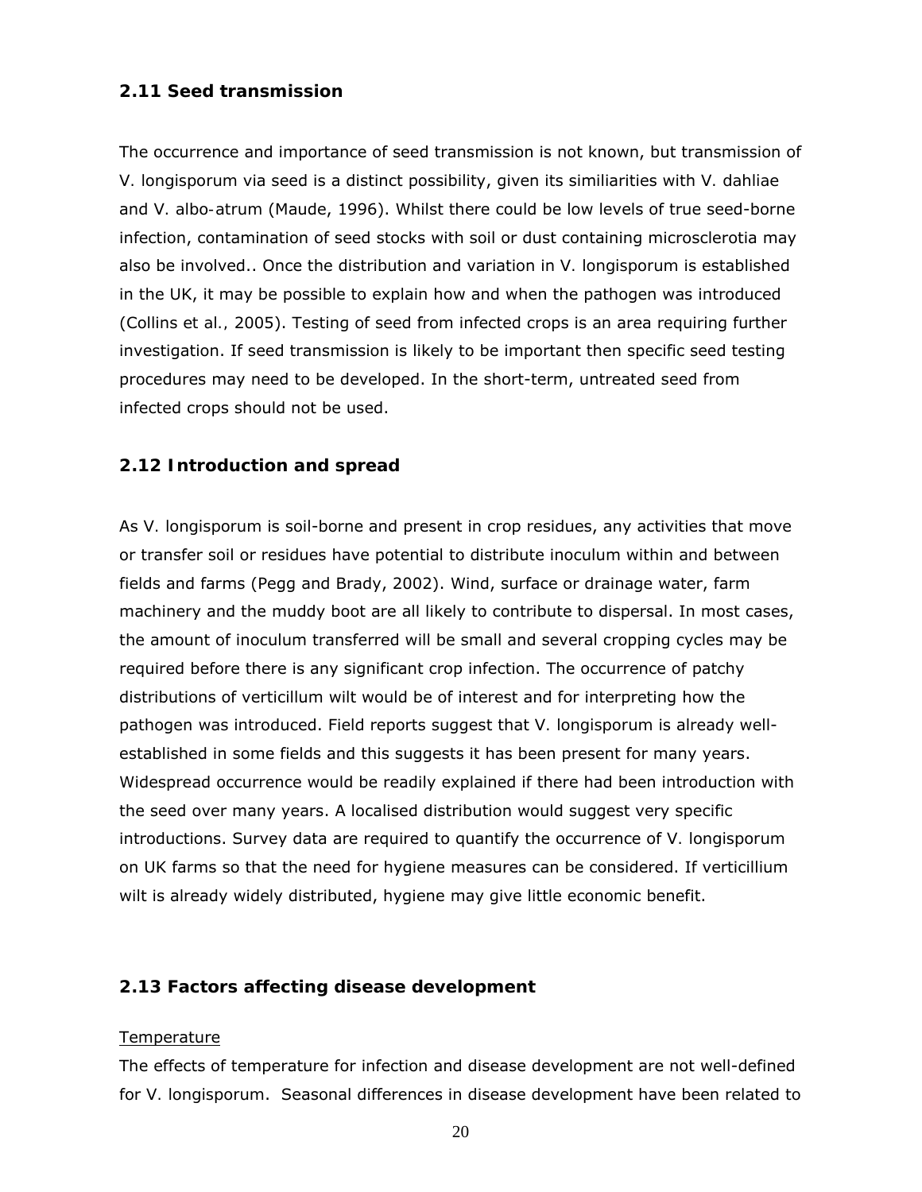## 2.11 Seed transmission

The occurrence and importance of seed transmission is not known, but transmission of V. longisporum via seed is a distinct possibility, given its similiarities with V. dahliae and V. albo-atrum (Maude, 1996). Whilst there could be low levels of true seed-borne infection, contamination of seed stocks with soil or dust containing microsclerotia may also be involved.. Once the distribution and variation in V. longisporum is established in the UK, it may be possible to explain how and when the pathogen was introduced (Collins et al., 2005). Testing of seed from infected crops is an area requiring further investigation. If seed transmission is likely to be important then specific seed testing procedures may need to be developed. In the short-term, untreated seed from infected crops should not be used.

## 2.12 Introduction and spread

As V. longisporum is soil-borne and present in crop residues, any activities that move or transfer soil or residues have potential to distribute inoculum within and between fields and farms (Pegg and Brady, 2002). Wind, surface or drainage water, farm machinery and the muddy boot are all likely to contribute to dispersal. In most cases, the amount of inoculum transferred will be small and several cropping cycles may be required before there is any significant crop infection. The occurrence of patchy distributions of verticillum wilt would be of interest and for interpreting how the pathogen was introduced. Field reports suggest that V. longisporum is already well-established in some fields and this suggests it has been present for many years. Widespread occurrence would be readily explained if there had been introduction with the seed over many years. A localised distribution would suggest very specific introductions. Survey data are required to quantify the occurrence of V. longisporum on UK farms so that the need for hygiene measures can be considered. If verticillium wilt is already widely distributed, hygiene may give little economic benefit.

## 2.13 Factors affecting disease development

Temperature

The effects of temperature for infection and disease development are not well-defined for V. longisporum. Seasonal differences in disease development have been related to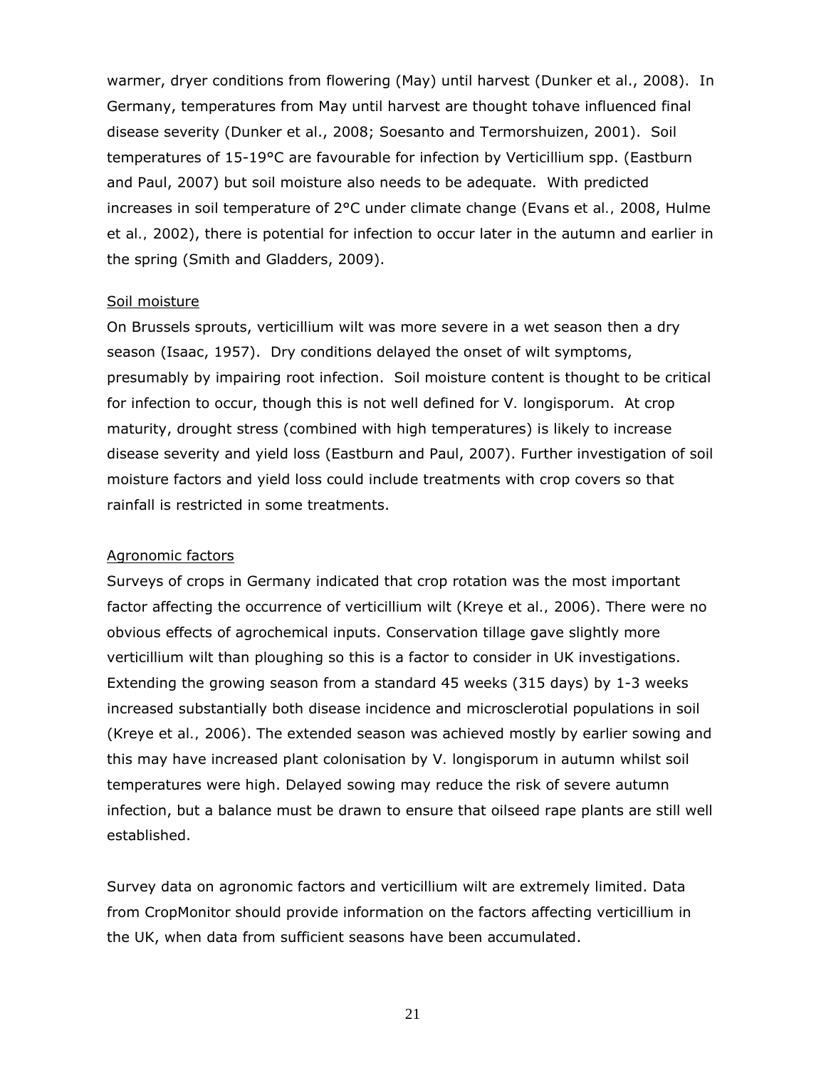warmer, dryer conditions from flowering (May) until harvest (Dunker et al., 2008). In Germany, temperatures from May until harvest are thought tohave influenced final disease severity (Dunker et al., 2008; Soesanto and Termorshuizen, 2001). Soil temperatures of 15-19°C are favourable for infection by Verticillium spp. (Eastburn and Paul, 2007) but soil moisture also needs to be adequate. With predicted increases in soil temperature of 2°C under climate change (Evans et al., 2008, Hulme et al., 2002), there is potential for infection to occur later in the autumn and earlier in the spring (Smith and Gladders, 2009).

<u>Soil moisture</u>

On Brussels sprouts, verticillium wilt was more severe in a wet season then a dry season (Isaac, 1957). Dry conditions delayed the onset of wilt symptoms, presumably by impairing root infection. Soil moisture content is thought to be critical for infection to occur, though this is not well defined for V. longisporum. At crop maturity, drought stress (combined with high temperatures) is likely to increase disease severity and yield loss (Eastburn and Paul, 2007). Further investigation of soil moisture factors and yield loss could include treatments with crop covers so that rainfall is restricted in some treatments.

<u>Agronomic factors</u>

Surveys of crops in Germany indicated that crop rotation was the most important factor affecting the occurrence of verticillium wilt (Kreye et al., 2006). There were no obvious effects of agrochemical inputs. Conservation tillage gave slightly more verticillium wilt than ploughing so this is a factor to consider in UK investigations. Extending the growing season from a standard 45 weeks (315 days) by 1-3 weeks increased substantially both disease incidence and microsclerotial populations in soil (Kreye et al., 2006). The extended season was achieved mostly by earlier sowing and this may have increased plant colonisation by V. longisporum in autumn whilst soil temperatures were high. Delayed sowing may reduce the risk of severe autumn infection, but a balance must be drawn to ensure that oilseed rape plants are still well established.

Survey data on agronomic factors and verticillium wilt are extremely limited. Data from CropMonitor should provide information on the factors affecting verticillium in the UK, when data from sufficient seasons have been accumulated.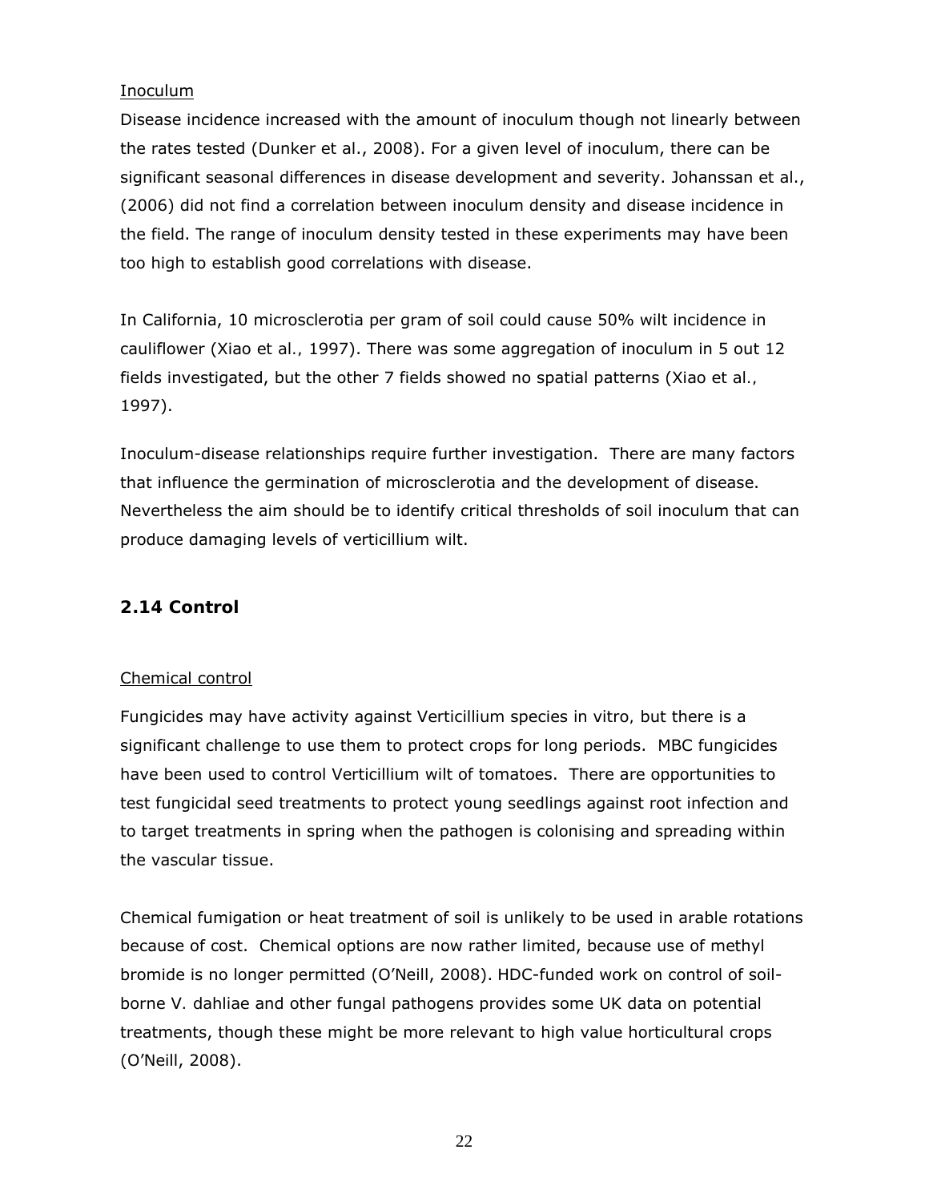Inoculum

Disease incidence increased with the amount of inoculum though not linearly between the rates tested (Dunker et al., 2008). For a given level of inoculum, there can be significant seasonal differences in disease development and severity. Johanssan et al., (2006) did not find a correlation between inoculum density and disease incidence in the field. The range of inoculum density tested in these experiments may have been too high to establish good correlations with disease.

In California, 10 microsclerotia per gram of soil could cause 50% wilt incidence in cauliflower (Xiao et al., 1997). There was some aggregation of inoculum in 5 out 12 fields investigated, but the other 7 fields showed no spatial patterns (Xiao et al., 1997).

Inoculum-disease relationships require further investigation. There are many factors that influence the germination of microsclerotia and the development of disease. Nevertheless the aim should be to identify critical thresholds of soil inoculum that can produce damaging levels of verticillium wilt.

## 2.14 Control

Chemical control

Fungicides may have activity against Verticillium species in vitro, but there is a significant challenge to use them to protect crops for long periods. MBC fungicides have been used to control Verticillium wilt of tomatoes. There are opportunities to test fungicidal seed treatments to protect young seedlings against root infection and to target treatments in spring when the pathogen is colonising and spreading within the vascular tissue.

Chemical fumigation or heat treatment of soil is unlikely to be used in arable rotations because of cost. Chemical options are now rather limited, because use of methyl bromide is no longer permitted (O'Neill, 2008). HDC-funded work on control of soil-borne V. dahliae and other fungal pathogens provides some UK data on potential treatments, though these might be more relevant to high value horticultural crops (O'Neill, 2008).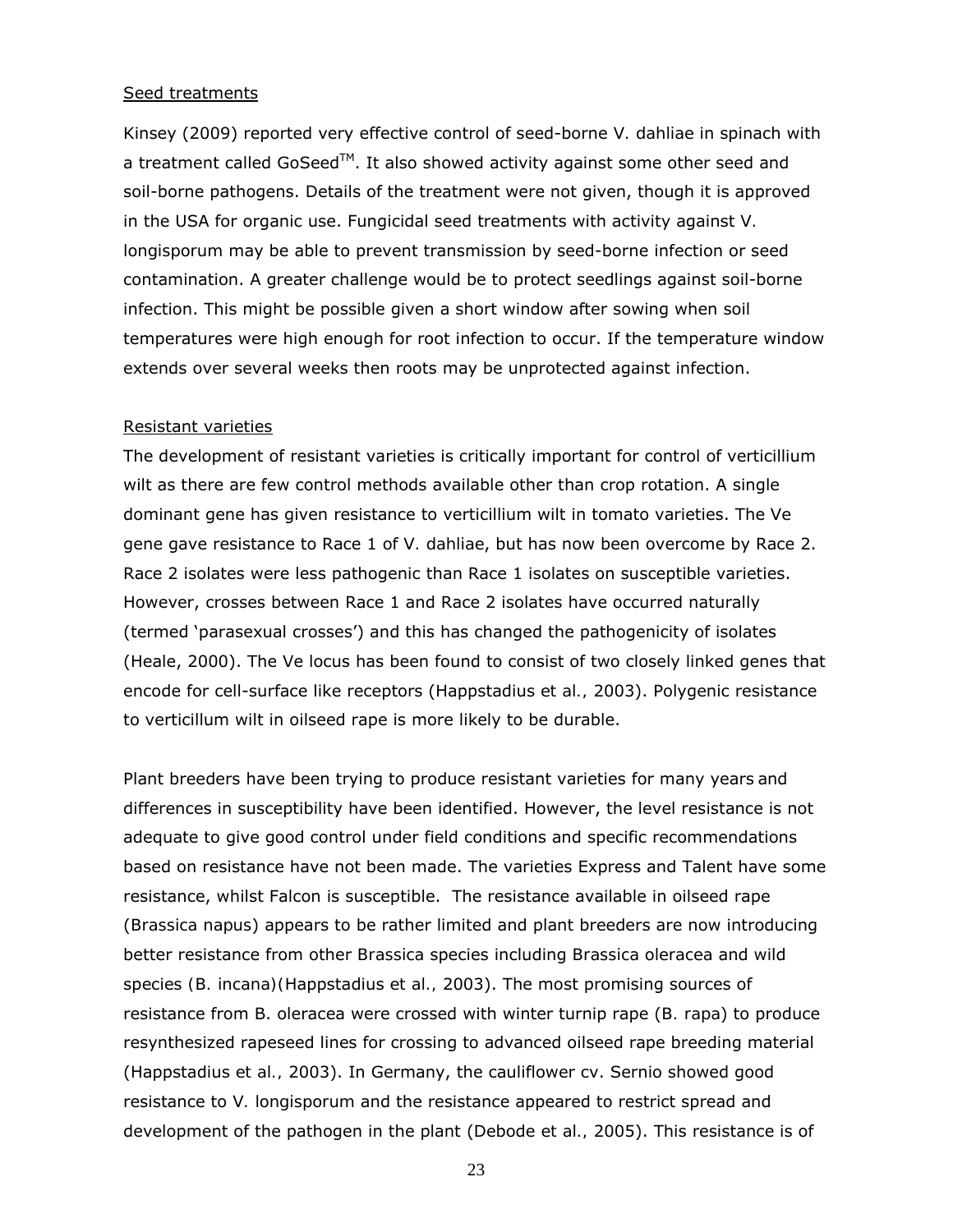Seed treatments

Kinsey (2009) reported very effective control of seed-borne V. dahliae in spinach with a treatment called GoSeed™. It also showed activity against some other seed and soil-borne pathogens. Details of the treatment were not given, though it is approved in the USA for organic use. Fungicidal seed treatments with activity against V. longisporum may be able to prevent transmission by seed-borne infection or seed contamination. A greater challenge would be to protect seedlings against soil-borne infection. This might be possible given a short window after sowing when soil temperatures were high enough for root infection to occur. If the temperature window extends over several weeks then roots may be unprotected against infection.

Resistant varieties

The development of resistant varieties is critically important for control of verticillium wilt as there are few control methods available other than crop rotation. A single dominant gene has given resistance to verticillium wilt in tomato varieties. The Ve gene gave resistance to Race 1 of V. dahliae, but has now been overcome by Race 2. Race 2 isolates were less pathogenic than Race 1 isolates on susceptible varieties. However, crosses between Race 1 and Race 2 isolates have occurred naturally (termed 'parasexual crosses') and this has changed the pathogenicity of isolates (Heale, 2000). The Ve locus has been found to consist of two closely linked genes that encode for cell-surface like receptors (Happstadius et al., 2003). Polygenic resistance to verticillum wilt in oilseed rape is more likely to be durable.

Plant breeders have been trying to produce resistant varieties for many years and differences in susceptibility have been identified. However, the level resistance is not adequate to give good control under field conditions and specific recommendations based on resistance have not been made. The varieties Express and Talent have some resistance, whilst Falcon is susceptible. The resistance available in oilseed rape (Brassica napus) appears to be rather limited and plant breeders are now introducing better resistance from other Brassica species including Brassica oleracea and wild species (B. incana)(Happstadius et al., 2003). The most promising sources of resistance from B. oleracea were crossed with winter turnip rape (B. rapa) to produce resynthesized rapeseed lines for crossing to advanced oilseed rape breeding material (Happstadius et al., 2003). In Germany, the cauliflower cv. Sernio showed good resistance to V. longisporum and the resistance appeared to restrict spread and development of the pathogen in the plant (Debode et al., 2005). This resistance is of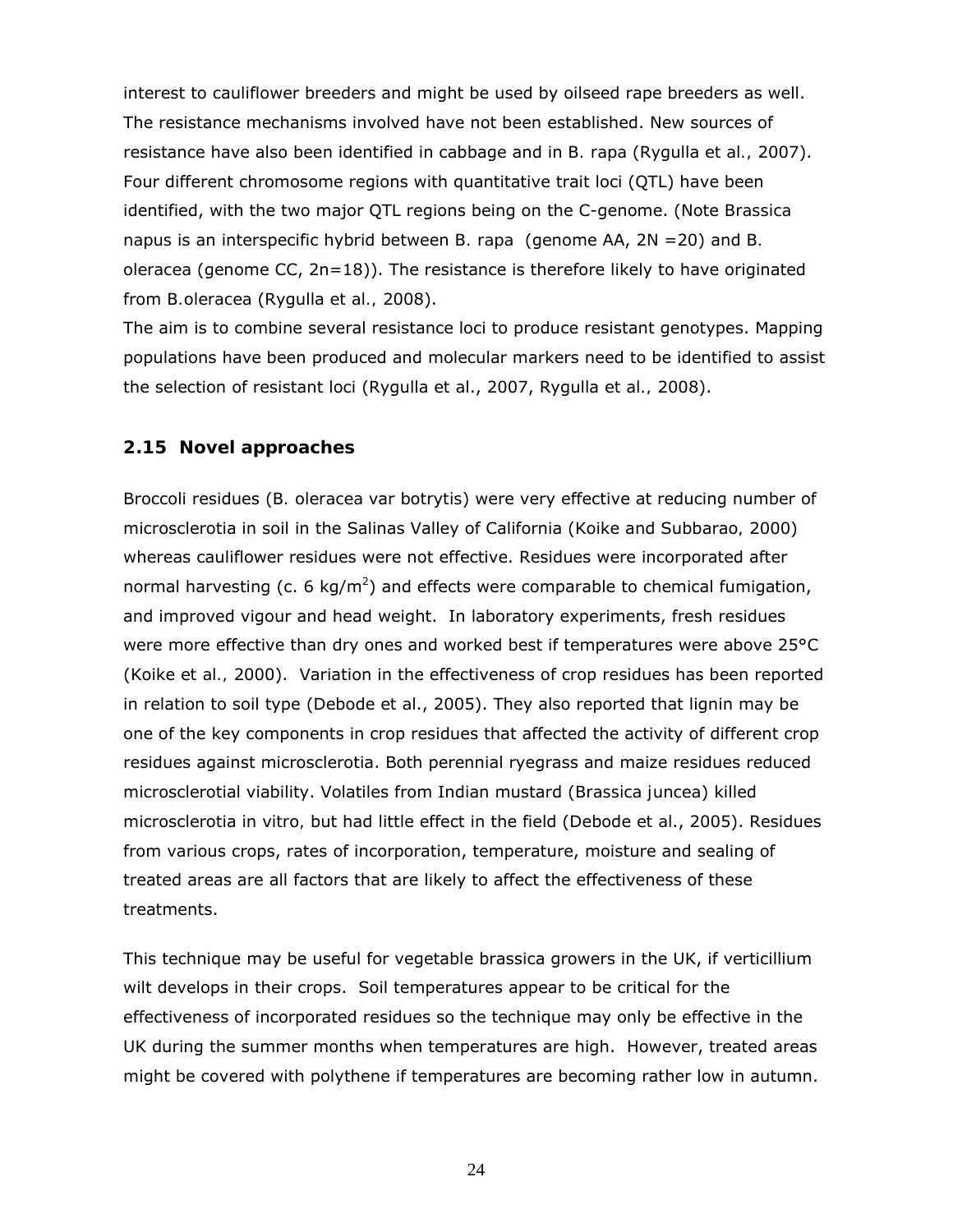interest to cauliflower breeders and might be used by oilseed rape breeders as well. The resistance mechanisms involved have not been established. New sources of resistance have also been identified in cabbage and in *B. rapa* (Rygulla *et al.*, 2007). Four different chromosome regions with quantitative trait loci (QTL) have been identified, with the two major QTL regions being on the C-genome. (Note Brassica napus is an interspecific hybrid between *B. rapa* (genome AA, 2N =20) and *B. oleracea* (genome CC, 2n=18)). The resistance is therefore likely to have originated from *B.oleracea* (Rygulla *et al.*, 2008).

The aim is to combine several resistance loci to produce resistant genotypes. Mapping populations have been produced and molecular markers need to be identified to assist the selection of resistant loci (Rygulla et al., 2007, Rygulla et al., 2008).

## 2.15 Novel approaches

Broccoli residues (*B. oleracea var botrytis*) were very effective at reducing number of microsclerotia in soil in the Salinas Valley of California (Koike and Subbarao, 2000) whereas cauliflower residues were not effective. Residues were incorporated after normal harvesting (c. 6 kg/m$^2$) and effects were comparable to chemical fumigation, and improved vigour and head weight. In laboratory experiments, fresh residues were more effective than dry ones and worked best if temperatures were above 25°C (Koike *et al.*, 2000). Variation in the effectiveness of crop residues has been reported in relation to soil type (Debode et al., 2005). They also reported that lignin may be one of the key components in crop residues that affected the activity of different crop residues against microsclerotia. Both perennial ryegrass and maize residues reduced microsclerotial viability. Volatiles from Indian mustard (*Brassica juncea*) killed microsclerotia in vitro, but had little effect in the field (Debode et al., 2005). Residues from various crops, rates of incorporation, temperature, moisture and sealing of treated areas are all factors that are likely to affect the effectiveness of these treatments.

This technique may be useful for vegetable brassica growers in the UK, if verticillium wilt develops in their crops. Soil temperatures appear to be critical for the effectiveness of incorporated residues so the technique may only be effective in the UK during the summer months when temperatures are high. However, treated areas might be covered with polythene if temperatures are becoming rather low in autumn.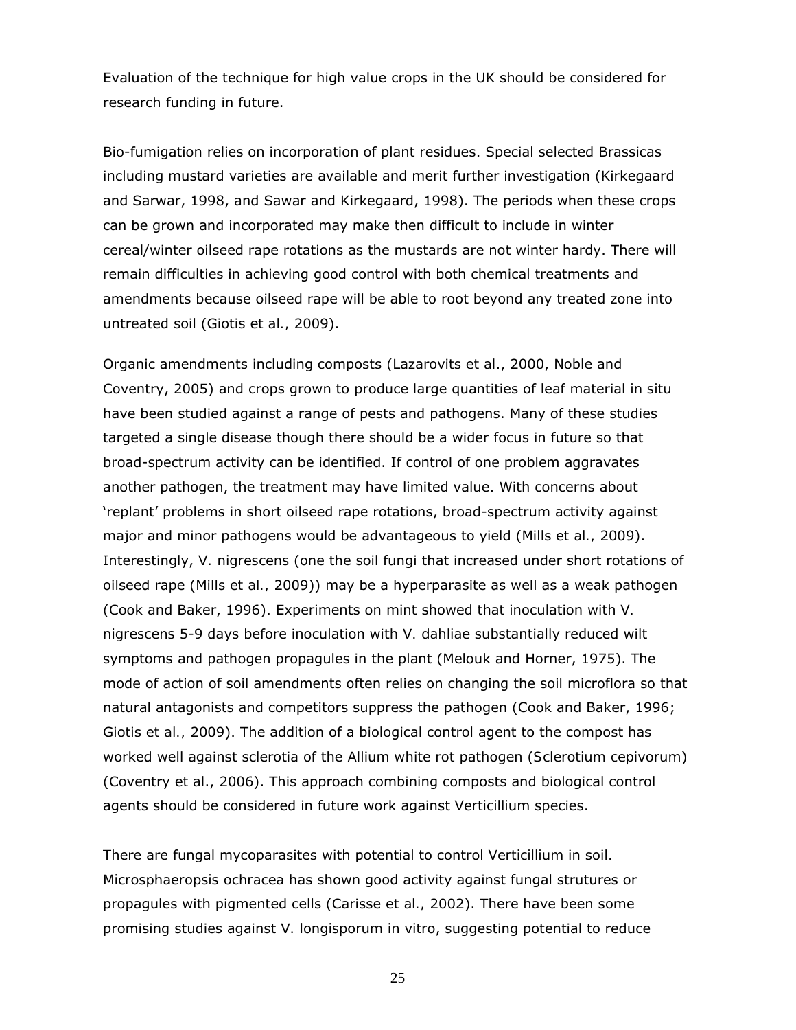Evaluation of the technique for high value crops in the UK should be considered for research funding in future.

Bio-fumigation relies on incorporation of plant residues. Special selected Brassicas including mustard varieties are available and merit further investigation (Kirkegaard and Sarwar, 1998, and Sawar and Kirkegaard, 1998). The periods when these crops can be grown and incorporated may make then difficult to include in winter cereal/winter oilseed rape rotations as the mustards are not winter hardy. There will remain difficulties in achieving good control with both chemical treatments and amendments because oilseed rape will be able to root beyond any treated zone into untreated soil (Giotis et al., 2009).

Organic amendments including composts (Lazarovits et al., 2000, Noble and Coventry, 2005) and crops grown to produce large quantities of leaf material in situ have been studied against a range of pests and pathogens. Many of these studies targeted a single disease though there should be a wider focus in future so that broad-spectrum activity can be identified. If control of one problem aggravates another pathogen, the treatment may have limited value. With concerns about 'replant' problems in short oilseed rape rotations, broad-spectrum activity against major and minor pathogens would be advantageous to yield (Mills et al., 2009). Interestingly, *V. nigrescens* (one the soil fungi that increased under short rotations of oilseed rape (Mills et al., 2009)) may be a hyperparasite as well as a weak pathogen (Cook and Baker, 1996). Experiments on mint showed that inoculation with *V. nigrescens* 5-9 days before inoculation with *V. dahliae* substantially reduced wilt symptoms and pathogen propagules in the plant (Melouk and Horner, 1975). The mode of action of soil amendments often relies on changing the soil microflora so that natural antagonists and competitors suppress the pathogen (Cook and Baker, 1996; Giotis et al., 2009). The addition of a biological control agent to the compost has worked well against sclerotia of the Allium white rot pathogen (*Sclerotium cepivorum*) (Coventry et al., 2006). This approach combining composts and biological control agents should be considered in future work against *Verticillium* species.

There are fungal mycoparasites with potential to control *Verticillium* in soil. *Microsphaeropsis ochracea* has shown good activity against fungal strutures or propagules with pigmented cells (Carisse et al., 2002). There have been some promising studies against *V. longisporum* in vitro, suggesting potential to reduce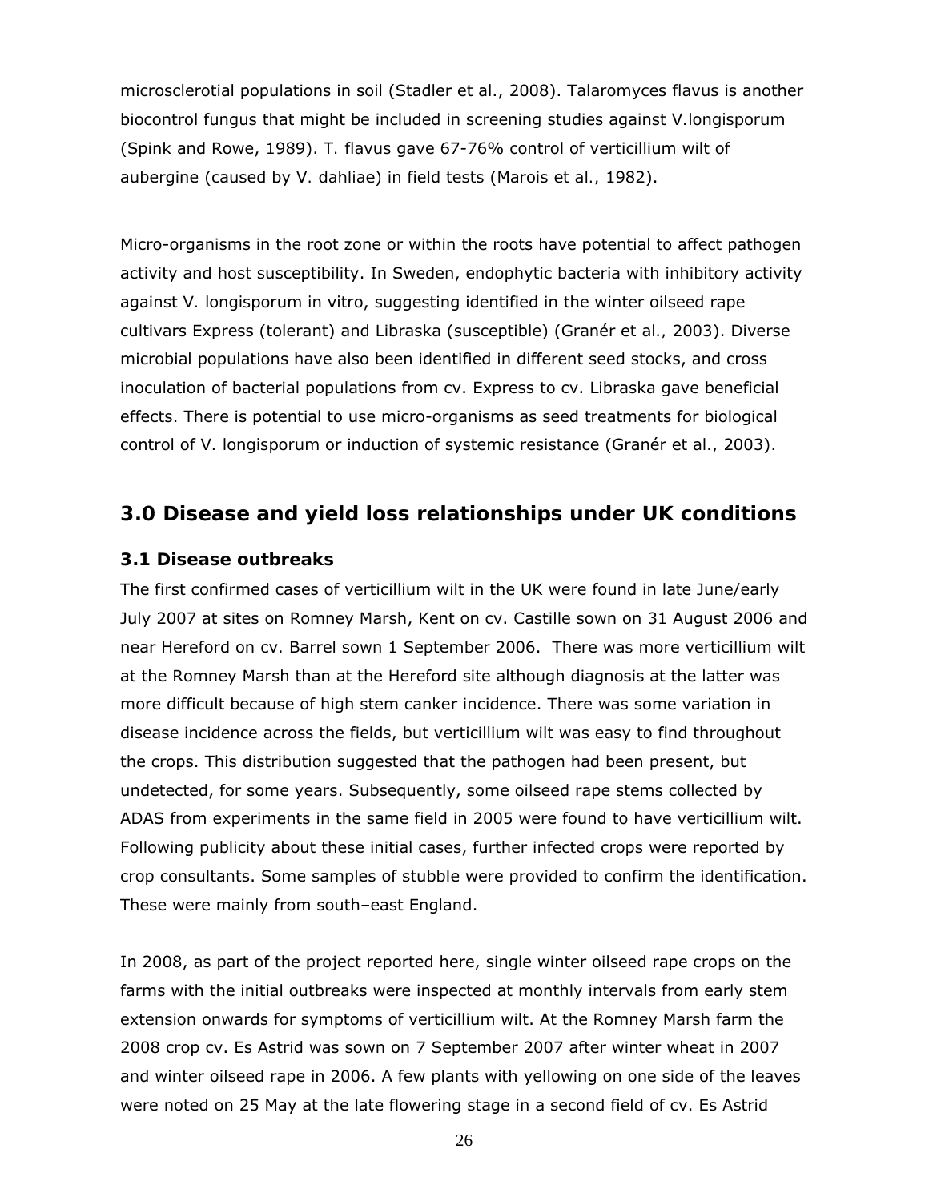microsclerotial populations in soil (Stadler et al., 2008). Talaromyces flavus is another biocontrol fungus that might be included in screening studies against V.longisporum (Spink and Rowe, 1989). T. flavus gave 67-76% control of verticillium wilt of aubergine (caused by V. dahliae) in field tests (Marois et al., 1982).

Micro-organisms in the root zone or within the roots have potential to affect pathogen activity and host susceptibility. In Sweden, endophytic bacteria with inhibitory activity against V. longisporum in vitro, suggesting identified in the winter oilseed rape cultivars Express (tolerant) and Libraska (susceptible) (Granér et al., 2003). Diverse microbial populations have also been identified in different seed stocks, and cross inoculation of bacterial populations from cv. Express to cv. Libraska gave beneficial effects. There is potential to use micro-organisms as seed treatments for biological control of V. longisporum or induction of systemic resistance (Granér et al., 2003).

## 3.0 Disease and yield loss relationships under UK conditions

### 3.1 Disease outbreaks

The first confirmed cases of verticillium wilt in the UK were found in late June/early July 2007 at sites on Romney Marsh, Kent on cv. Castille sown on 31 August 2006 and near Hereford on cv. Barrel sown 1 September 2006. There was more verticillium wilt at the Romney Marsh than at the Hereford site although diagnosis at the latter was more difficult because of high stem canker incidence. There was some variation in disease incidence across the fields, but verticillium wilt was easy to find throughout the crops. This distribution suggested that the pathogen had been present, but undetected, for some years. Subsequently, some oilseed rape stems collected by ADAS from experiments in the same field in 2005 were found to have verticillium wilt. Following publicity about these initial cases, further infected crops were reported by crop consultants. Some samples of stubble were provided to confirm the identification. These were mainly from south–east England.

In 2008, as part of the project reported here, single winter oilseed rape crops on the farms with the initial outbreaks were inspected at monthly intervals from early stem extension onwards for symptoms of verticillium wilt. At the Romney Marsh farm the 2008 crop cv. Es Astrid was sown on 7 September 2007 after winter wheat in 2007 and winter oilseed rape in 2006. A few plants with yellowing on one side of the leaves were noted on 25 May at the late flowering stage in a second field of cv. Es Astrid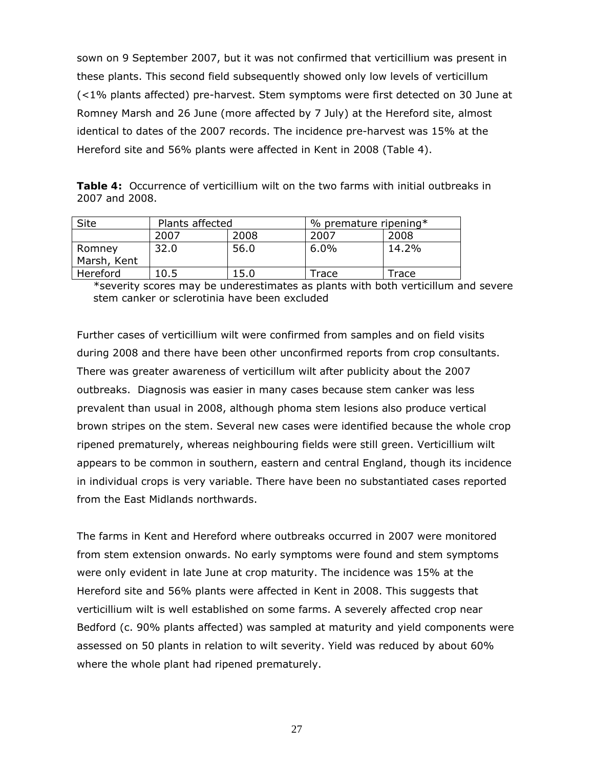sown on 9 September 2007, but it was not confirmed that verticillium was present in these plants. This second field subsequently showed only low levels of verticillum (<1% plants affected) pre-harvest. Stem symptoms were first detected on 30 June at Romney Marsh and 26 June (more affected by 7 July) at the Hereford site, almost identical to dates of the 2007 records. The incidence pre-harvest was 15% at the Hereford site and 56% plants were affected in Kent in 2008 (Table 4).

**Table 4:** Occurrence of verticillium wilt on the two farms with initial outbreaks in 2007 and 2008.

| Site | Plants affected | | % premature ripening* | |
|---|---|---|---|---|
| | 2007 | 2008 | 2007 | 2008 |
| Romney Marsh, Kent | 32.0 | 56.0 | 6.0% | 14.2% |
| Hereford | 10.5 | 15.0 | Trace | Trace |

*severity scores may be underestimates as plants with both verticillum and severe stem canker or sclerotinia have been excluded

Further cases of verticillium wilt were confirmed from samples and on field visits during 2008 and there have been other unconfirmed reports from crop consultants. There was greater awareness of verticillum wilt after publicity about the 2007 outbreaks. Diagnosis was easier in many cases because stem canker was less prevalent than usual in 2008, although phoma stem lesions also produce vertical brown stripes on the stem. Several new cases were identified because the whole crop ripened prematurely, whereas neighbouring fields were still green. Verticillium wilt appears to be common in southern, eastern and central England, though its incidence in individual crops is very variable. There have been no substantiated cases reported from the East Midlands northwards.

The farms in Kent and Hereford where outbreaks occurred in 2007 were monitored from stem extension onwards. No early symptoms were found and stem symptoms were only evident in late June at crop maturity. The incidence was 15% at the Hereford site and 56% plants were affected in Kent in 2008. This suggests that verticillium wilt is well established on some farms. A severely affected crop near Bedford (c. 90% plants affected) was sampled at maturity and yield components were assessed on 50 plants in relation to wilt severity. Yield was reduced by about 60% where the whole plant had ripened prematurely.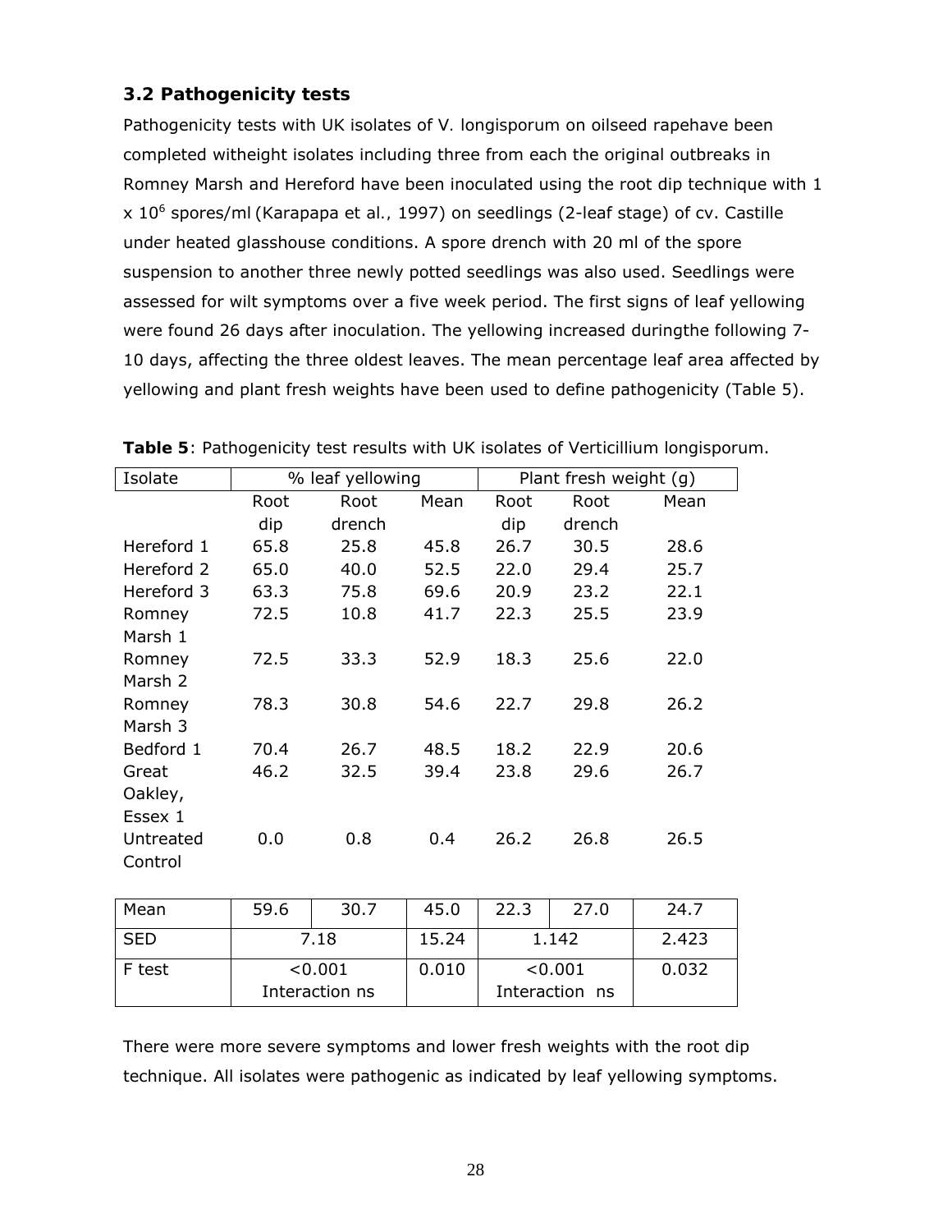### 3.2 Pathogenicity tests

Pathogenicity tests with UK isolates of V. longisporum on oilseed rapehave been completed witheight isolates including three from each the original outbreaks in Romney Marsh and Hereford have been inoculated using the root dip technique with 1 x $10^6$ spores/ml (Karapapa et al., 1997) on seedlings (2-leaf stage) of cv. Castille under heated glasshouse conditions. A spore drench with 20 ml of the spore suspension to another three newly potted seedlings was also used. Seedlings were assessed for wilt symptoms over a five week period. The first signs of leaf yellowing were found 26 days after inoculation. The yellowing increased duringthe following 7-10 days, affecting the three oldest leaves. The mean percentage leaf area affected by yellowing and plant fresh weights have been used to define pathogenicity (Table 5).

**Table 5**: Pathogenicity test results with UK isolates of Verticillium longisporum.

| Isolate | % leaf yellowing | | | Plant fresh weight (g) | | |
|---|---|---|---|---|---|---|
| | Root dip | Root drench | Mean | Root dip | Root drench | Mean |
| Hereford 1 | 65.8 | 25.8 | 45.8 | 26.7 | 30.5 | 28.6 |
| Hereford 2 | 65.0 | 40.0 | 52.5 | 22.0 | 29.4 | 25.7 |
| Hereford 3 | 63.3 | 75.8 | 69.6 | 20.9 | 23.2 | 22.1 |
| Romney Marsh 1 | 72.5 | 10.8 | 41.7 | 22.3 | 25.5 | 23.9 |
| Romney Marsh 2 | 72.5 | 33.3 | 52.9 | 18.3 | 25.6 | 22.0 |
| Romney Marsh 3 | 78.3 | 30.8 | 54.6 | 22.7 | 29.8 | 26.2 |
| Bedford 1 | 70.4 | 26.7 | 48.5 | 18.2 | 22.9 | 20.6 |
| Great Oakley, Essex 1 | 46.2 | 32.5 | 39.4 | 23.8 | 29.6 | 26.7 |
| Untreated Control | 0.0 | 0.8 | 0.4 | 26.2 | 26.8 | 26.5 |
| Mean | 59.6 | 30.7 | 45.0 | 22.3 | 27.0 | 24.7 |
| SED | 7.18 | | 15.24 | 1.142 | | 2.423 |
| F test | <0.001 Interaction ns | | 0.010 | <0.001 Interaction ns | | 0.032 |

There were more severe symptoms and lower fresh weights with the root dip technique. All isolates were pathogenic as indicated by leaf yellowing symptoms.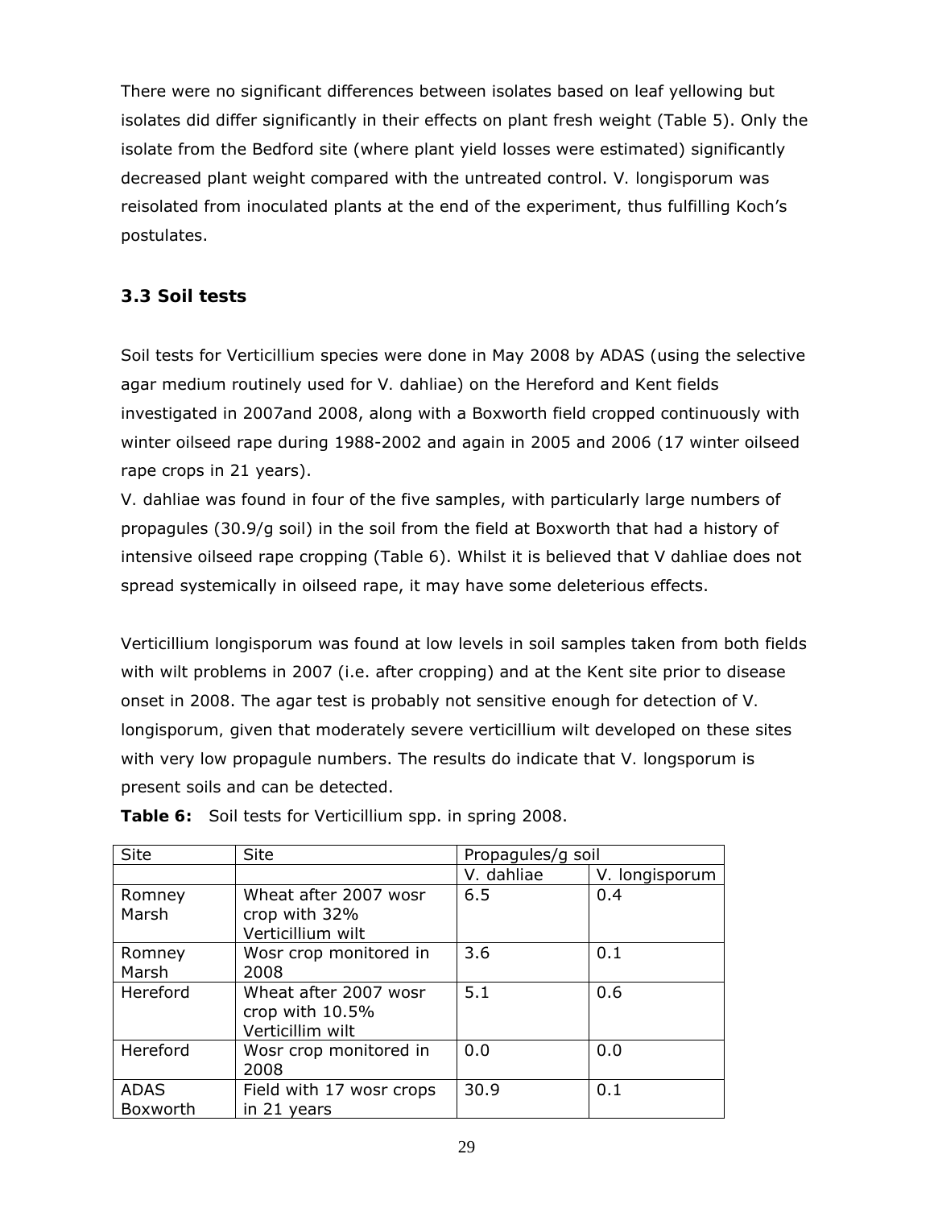There were no significant differences between isolates based on leaf yellowing but isolates did differ significantly in their effects on plant fresh weight (Table 5). Only the isolate from the Bedford site (where plant yield losses were estimated) significantly decreased plant weight compared with the untreated control. V. longisporum was reisolated from inoculated plants at the end of the experiment, thus fulfilling Koch's postulates.

### 3.3 Soil tests

Soil tests for Verticillium species were done in May 2008 by ADAS (using the selective agar medium routinely used for V. dahliae) on the Hereford and Kent fields investigated in 2007and 2008, along with a Boxworth field cropped continuously with winter oilseed rape during 1988-2002 and again in 2005 and 2006 (17 winter oilseed rape crops in 21 years).

V. dahliae was found in four of the five samples, with particularly large numbers of propagules (30.9/g soil) in the soil from the field at Boxworth that had a history of intensive oilseed rape cropping (Table 6). Whilst it is believed that V dahliae does not spread systemically in oilseed rape, it may have some deleterious effects.

Verticillium longisporum was found at low levels in soil samples taken from both fields with wilt problems in 2007 (i.e. after cropping) and at the Kent site prior to disease onset in 2008. The agar test is probably not sensitive enough for detection of V. longisporum, given that moderately severe verticillium wilt developed on these sites with very low propagule numbers. The results do indicate that V. longsporum is present soils and can be detected.

**Table 6:** Soil tests for Verticillium spp. in spring 2008.

| Site | Site | Propagules/g soil | |
|---|---|---|---|
| | | V. dahliae | V. longisporum |
| Romney Marsh | Wheat after 2007 wosr crop with 32% Verticillium wilt | 6.5 | 0.4 |
| Romney Marsh | Wosr crop monitored in 2008 | 3.6 | 0.1 |
| Hereford | Wheat after 2007 wosr crop with 10.5% Verticillim wilt | 5.1 | 0.6 |
| Hereford | Wosr crop monitored in 2008 | 0.0 | 0.0 |
| ADAS Boxworth | Field with 17 wosr crops in 21 years | 30.9 | 0.1 |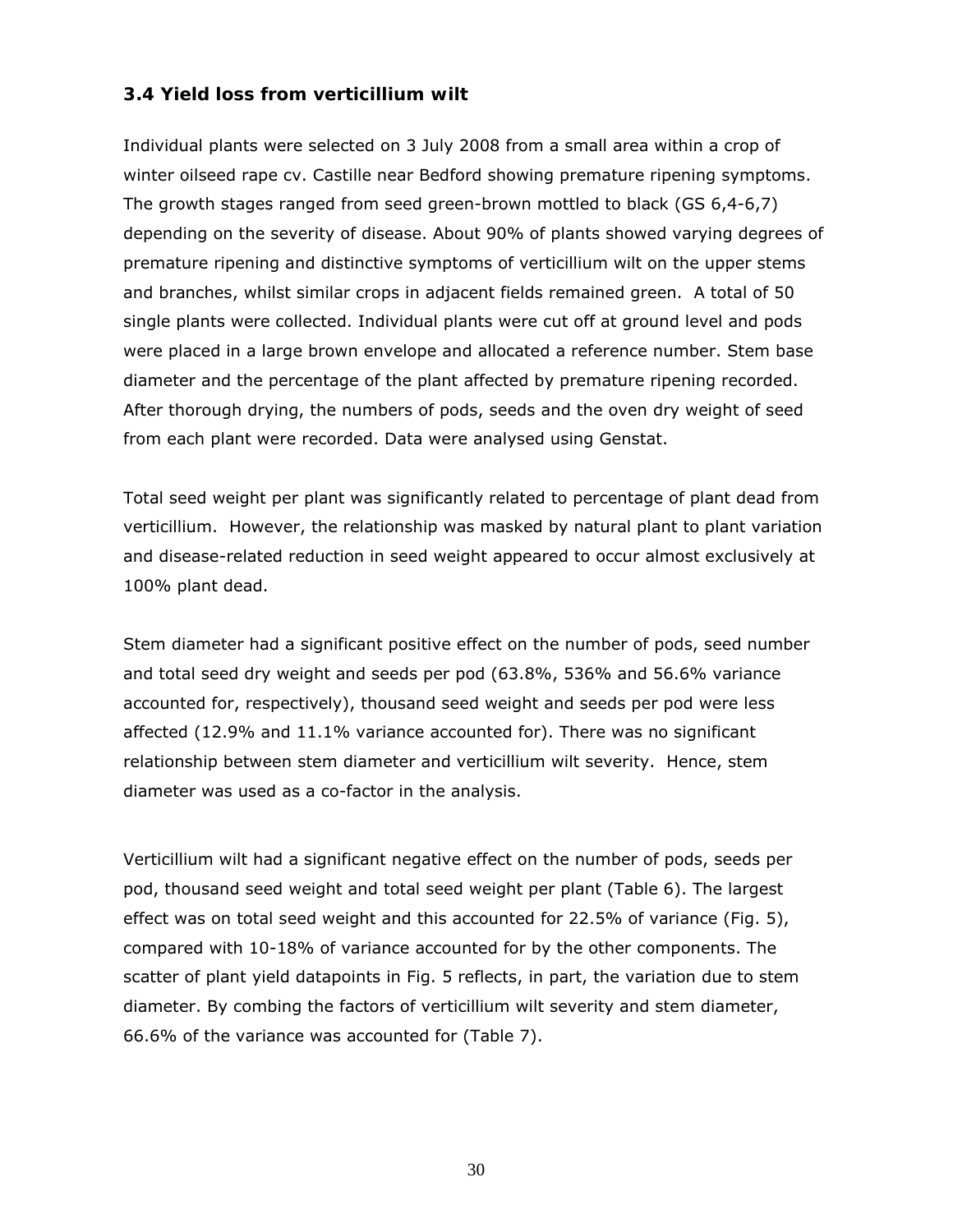### 3.4 Yield loss from verticillium wilt

Individual plants were selected on 3 July 2008 from a small area within a crop of winter oilseed rape cv. Castille near Bedford showing premature ripening symptoms. The growth stages ranged from seed green-brown mottled to black (GS 6,4-6,7) depending on the severity of disease. About 90% of plants showed varying degrees of premature ripening and distinctive symptoms of verticillium wilt on the upper stems and branches, whilst similar crops in adjacent fields remained green. A total of 50 single plants were collected. Individual plants were cut off at ground level and pods were placed in a large brown envelope and allocated a reference number. Stem base diameter and the percentage of the plant affected by premature ripening recorded. After thorough drying, the numbers of pods, seeds and the oven dry weight of seed from each plant were recorded. Data were analysed using Genstat.

Total seed weight per plant was significantly related to percentage of plant dead from verticillium. However, the relationship was masked by natural plant to plant variation and disease-related reduction in seed weight appeared to occur almost exclusively at 100% plant dead.

Stem diameter had a significant positive effect on the number of pods, seed number and total seed dry weight and seeds per pod (63.8%, 536% and 56.6% variance accounted for, respectively), thousand seed weight and seeds per pod were less affected (12.9% and 11.1% variance accounted for). There was no significant relationship between stem diameter and verticillium wilt severity. Hence, stem diameter was used as a co-factor in the analysis.

Verticillium wilt had a significant negative effect on the number of pods, seeds per pod, thousand seed weight and total seed weight per plant (Table 6). The largest effect was on total seed weight and this accounted for 22.5% of variance (Fig. 5), compared with 10-18% of variance accounted for by the other components. The scatter of plant yield datapoints in Fig. 5 reflects, in part, the variation due to stem diameter. By combing the factors of verticillium wilt severity and stem diameter, 66.6% of the variance was accounted for (Table 7).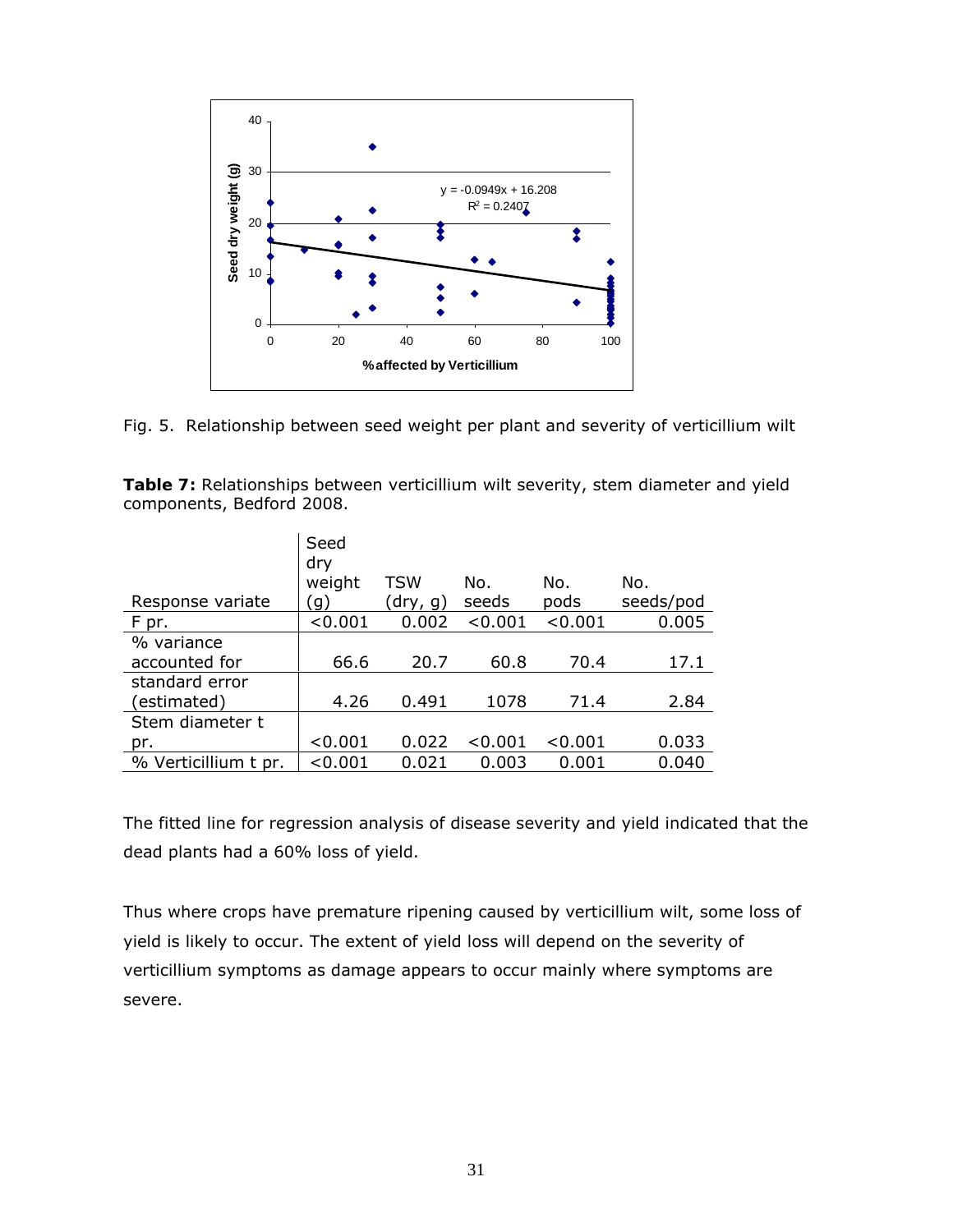Fig. 5. Relationship between seed weight per plant and severity of verticillium wilt

**Table 7:** Relationships between verticillium wilt severity, stem diameter and yield components, Bedford 2008.

| Response variate | Seed dry weight (g) | TSW (dry, g) | No. seeds | No. pods | No. seeds/pod |
|---|---|---|---|---|---|
| F pr. | <0.001 | 0.002 | <0.001 | <0.001 | 0.005 |
| % variance accounted for | 66.6 | 20.7 | 60.8 | 70.4 | 17.1 |
| standard error (estimated) | 4.26 | 0.491 | 1078 | 71.4 | 2.84 |
| Stem diameter t pr. | <0.001 | 0.022 | <0.001 | <0.001 | 0.033 |
| % Verticillium t pr. | <0.001 | 0.021 | 0.003 | 0.001 | 0.040 |

The fitted line for regression analysis of disease severity and yield indicated that the dead plants had a 60% loss of yield.

Thus where crops have premature ripening caused by verticillium wilt, some loss of yield is likely to occur. The extent of yield loss will depend on the severity of verticillium symptoms as damage appears to occur mainly where symptoms are severe.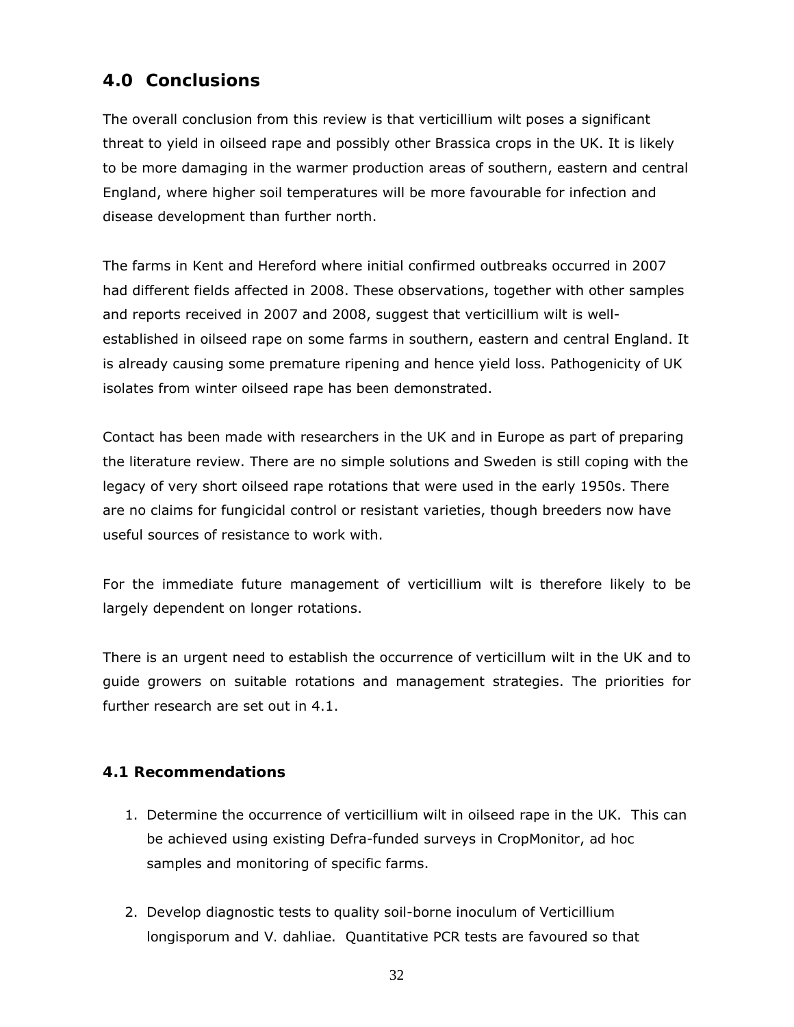## 4.0 Conclusions

The overall conclusion from this review is that verticillium wilt poses a significant threat to yield in oilseed rape and possibly other Brassica crops in the UK. It is likely to be more damaging in the warmer production areas of southern, eastern and central England, where higher soil temperatures will be more favourable for infection and disease development than further north.

The farms in Kent and Hereford where initial confirmed outbreaks occurred in 2007 had different fields affected in 2008. These observations, together with other samples and reports received in 2007 and 2008, suggest that verticillium wilt is well-established in oilseed rape on some farms in southern, eastern and central England. It is already causing some premature ripening and hence yield loss. Pathogenicity of UK isolates from winter oilseed rape has been demonstrated.

Contact has been made with researchers in the UK and in Europe as part of preparing the literature review. There are no simple solutions and Sweden is still coping with the legacy of very short oilseed rape rotations that were used in the early 1950s. There are no claims for fungicidal control or resistant varieties, though breeders now have useful sources of resistance to work with.

For the immediate future management of verticillium wilt is therefore likely to be largely dependent on longer rotations.

There is an urgent need to establish the occurrence of verticillum wilt in the UK and to guide growers on suitable rotations and management strategies. The priorities for further research are set out in 4.1.

### 4.1 Recommendations

1. Determine the occurrence of verticillium wilt in oilseed rape in the UK. This can be achieved using existing Defra-funded surveys in CropMonitor, ad hoc samples and monitoring of specific farms.

2. Develop diagnostic tests to quality soil-borne inoculum of Verticillium longisporum and V. dahliae. Quantitative PCR tests are favoured so that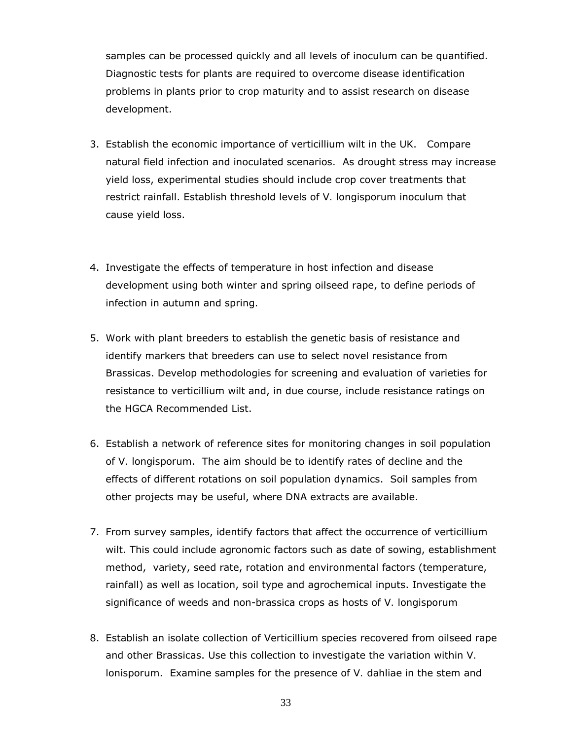samples can be processed quickly and all levels of inoculum can be quantified. Diagnostic tests for plants are required to overcome disease identification problems in plants prior to crop maturity and to assist research on disease development.

3. Establish the economic importance of verticillium wilt in the UK. Compare natural field infection and inoculated scenarios. As drought stress may increase yield loss, experimental studies should include crop cover treatments that restrict rainfall. Establish threshold levels of V. longisporum inoculum that cause yield loss.

4. Investigate the effects of temperature in host infection and disease development using both winter and spring oilseed rape, to define periods of infection in autumn and spring.

5. Work with plant breeders to establish the genetic basis of resistance and identify markers that breeders can use to select novel resistance from Brassicas. Develop methodologies for screening and evaluation of varieties for resistance to verticillium wilt and, in due course, include resistance ratings on the HGCA Recommended List.

6. Establish a network of reference sites for monitoring changes in soil population of V. longisporum. The aim should be to identify rates of decline and the effects of different rotations on soil population dynamics. Soil samples from other projects may be useful, where DNA extracts are available.

7. From survey samples, identify factors that affect the occurrence of verticillium wilt. This could include agronomic factors such as date of sowing, establishment method, variety, seed rate, rotation and environmental factors (temperature, rainfall) as well as location, soil type and agrochemical inputs. Investigate the significance of weeds and non-brassica crops as hosts of V. longisporum

8. Establish an isolate collection of Verticillium species recovered from oilseed rape and other Brassicas. Use this collection to investigate the variation within V. lonisporum. Examine samples for the presence of V. dahliae in the stem and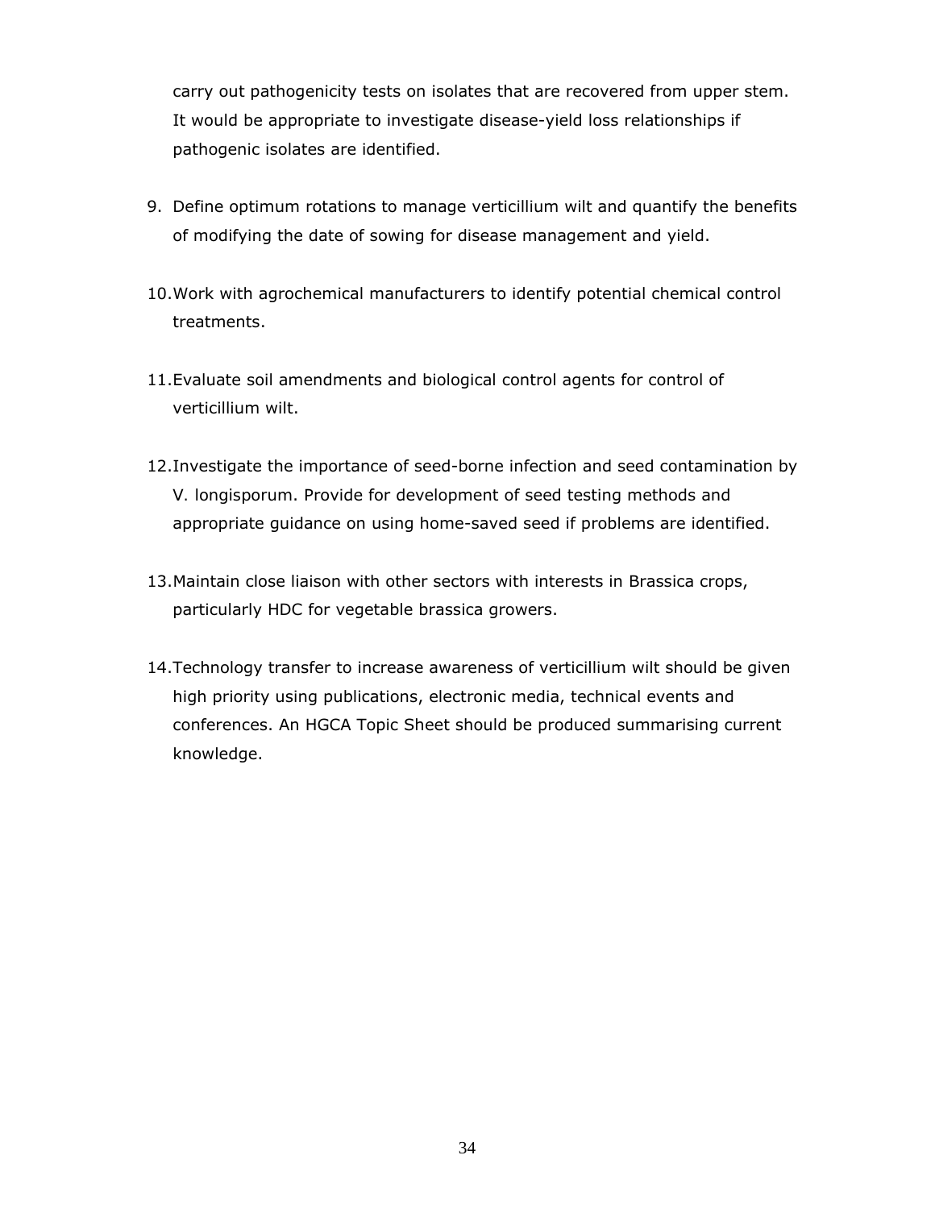carry out pathogenicity tests on isolates that are recovered from upper stem. It would be appropriate to investigate disease-yield loss relationships if pathogenic isolates are identified.

9. Define optimum rotations to manage verticillium wilt and quantify the benefits of modifying the date of sowing for disease management and yield.

10. Work with agrochemical manufacturers to identify potential chemical control treatments.

11. Evaluate soil amendments and biological control agents for control of verticillium wilt.

12. Investigate the importance of seed-borne infection and seed contamination by V. longisporum. Provide for development of seed testing methods and appropriate guidance on using home-saved seed if problems are identified.

13. Maintain close liaison with other sectors with interests in Brassica crops, particularly HDC for vegetable brassica growers.

14. Technology transfer to increase awareness of verticillium wilt should be given high priority using publications, electronic media, technical events and conferences. An HGCA Topic Sheet should be produced summarising current knowledge.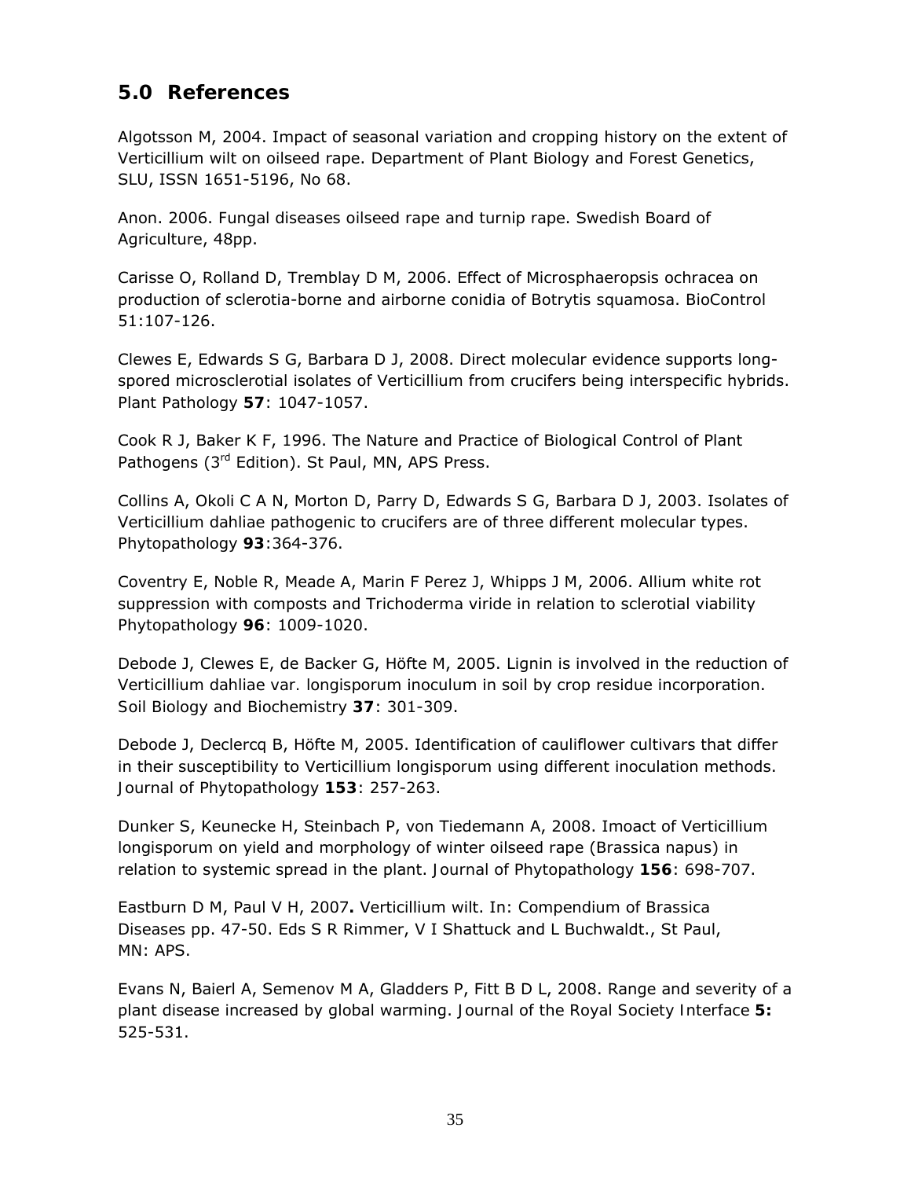## 5.0 References

Algotsson M, 2004. Impact of seasonal variation and cropping history on the extent of Verticillium wilt on oilseed rape. Department of Plant Biology and Forest Genetics, SLU, ISSN 1651-5196, No 68.

Anon. 2006. Fungal diseases oilseed rape and turnip rape. Swedish Board of Agriculture, 48pp.

Carisse O, Rolland D, Tremblay D M, 2006. Effect of Microsphaeropsis ochracea on production of sclerotia-borne and airborne conidia of Botrytis squamosa. BioControl 51:107-126.

Clewes E, Edwards S G, Barbara D J, 2008. Direct molecular evidence supports long-spored microsclerotial isolates of Verticillium from crucifers being interspecific hybrids. Plant Pathology **57**: 1047-1057.

Cook R J, Baker K F, 1996. The Nature and Practice of Biological Control of Plant Pathogens (3rd Edition). St Paul, MN, APS Press.

Collins A, Okoli C A N, Morton D, Parry D, Edwards S G, Barbara D J, 2003. Isolates of Verticillium dahliae pathogenic to crucifers are of three different molecular types. Phytopathology **93**:364-376.

Coventry E, Noble R, Meade A, Marin F Perez J, Whipps J M, 2006. Allium white rot suppression with composts and Trichoderma viride in relation to sclerotial viability Phytopathology **96**: 1009-1020.

Debode J, Clewes E, de Backer G, Höfte M, 2005. Lignin is involved in the reduction of Verticillium dahliae var. longisporum inoculum in soil by crop residue incorporation. Soil Biology and Biochemistry **37**: 301-309.

Debode J, Declercq B, Höfte M, 2005. Identification of cauliflower cultivars that differ in their susceptibility to Verticillium longisporum using different inoculation methods. Journal of Phytopathology **153**: 257-263.

Dunker S, Keunecke H, Steinbach P, von Tiedemann A, 2008. Imoact of Verticillium longisporum on yield and morphology of winter oilseed rape (Brassica napus) in relation to systemic spread in the plant. Journal of Phytopathology **156**: 698-707.

Eastburn D M, Paul V H, 2007**.** Verticillium wilt. In: Compendium of Brassica Diseases pp. 47-50. Eds S R Rimmer, V I Shattuck and L Buchwaldt., St Paul, MN: APS.

Evans N, Baierl A, Semenov M A, Gladders P, Fitt B D L, 2008. Range and severity of a plant disease increased by global warming. Journal of the Royal Society Interface **5:** 525-531.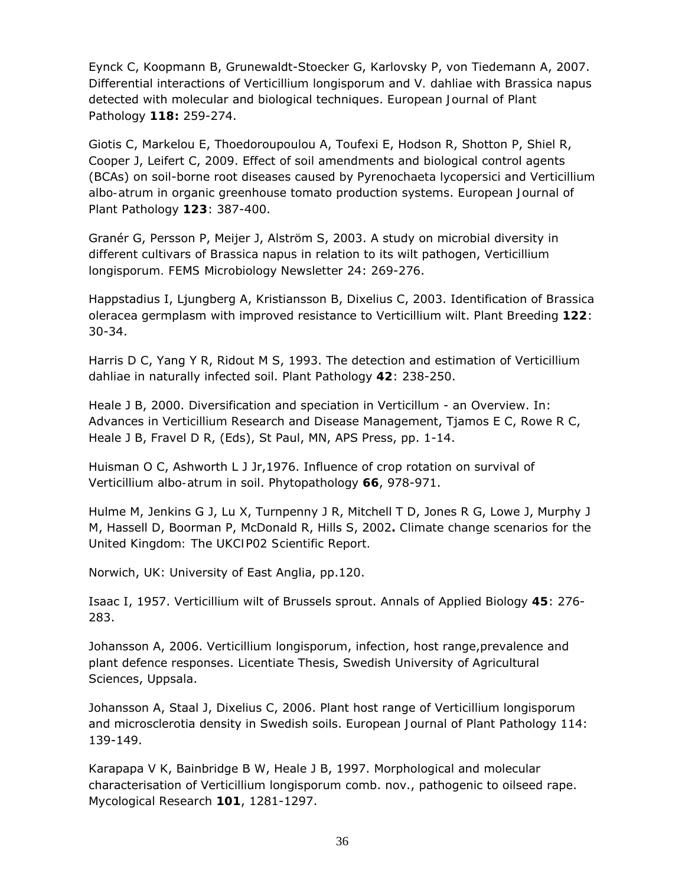Eynck C, Koopmann B, Grunewaldt-Stoecker G, Karlovsky P, von Tiedemann A, 2007. Differential interactions of Verticillium longisporum and V. dahliae with Brassica napus detected with molecular and biological techniques. European Journal of Plant Pathology **118:** 259-274.

Giotis C, Markelou E, Thoedoroupoulou A, Toufexi E, Hodson R, Shotton P, Shiel R, Cooper J, Leifert C, 2009. Effect of soil amendments and biological control agents (BCAs) on soil-borne root diseases caused by Pyrenochaeta lycopersici and Verticillium albo-atrum in organic greenhouse tomato production systems. European Journal of Plant Pathology **123**: 387-400.

Granér G, Persson P, Meijer J, Alström S, 2003. A study on microbial diversity in different cultivars of Brassica napus in relation to its wilt pathogen, Verticillium longisporum. FEMS Microbiology Newsletter 24: 269-276.

Happstadius I, Ljungberg A, Kristiansson B, Dixelius C, 2003. Identification of Brassica oleracea germplasm with improved resistance to Verticillium wilt. Plant Breeding **122**: 30-34.

Harris D C, Yang Y R, Ridout M S, 1993. The detection and estimation of Verticillium dahliae in naturally infected soil. Plant Pathology **42**: 238-250.

Heale J B, 2000. Diversification and speciation in Verticillum - an Overview. In: Advances in Verticillium Research and Disease Management, Tjamos E C, Rowe R C, Heale J B, Fravel D R, (Eds), St Paul, MN, APS Press, pp. 1-14.

Huisman O C, Ashworth L J Jr,1976. Influence of crop rotation on survival of Verticillium albo-atrum in soil. Phytopathology **66**, 978-971.

Hulme M, Jenkins G J, Lu X, Turnpenny J R, Mitchell T D, Jones R G, Lowe J, Murphy J M, Hassell D, Boorman P, McDonald R, Hills S, 2002**.** Climate change scenarios for the United Kingdom: The UKCIP02 Scientific Report.

Norwich, UK: University of East Anglia, pp.120.

Isaac I, 1957. Verticillium wilt of Brussels sprout. Annals of Applied Biology **45**: 276-283.

Johansson A, 2006. Verticillium longisporum, infection, host range,prevalence and plant defence responses. Licentiate Thesis, Swedish University of Agricultural Sciences, Uppsala.

Johansson A, Staal J, Dixelius C, 2006. Plant host range of Verticillium longisporum and microsclerotia density in Swedish soils. European Journal of Plant Pathology 114: 139-149.

Karapapa V K, Bainbridge B W, Heale J B, 1997. Morphological and molecular characterisation of Verticillium longisporum comb. nov., pathogenic to oilseed rape. Mycological Research **101**, 1281-1297.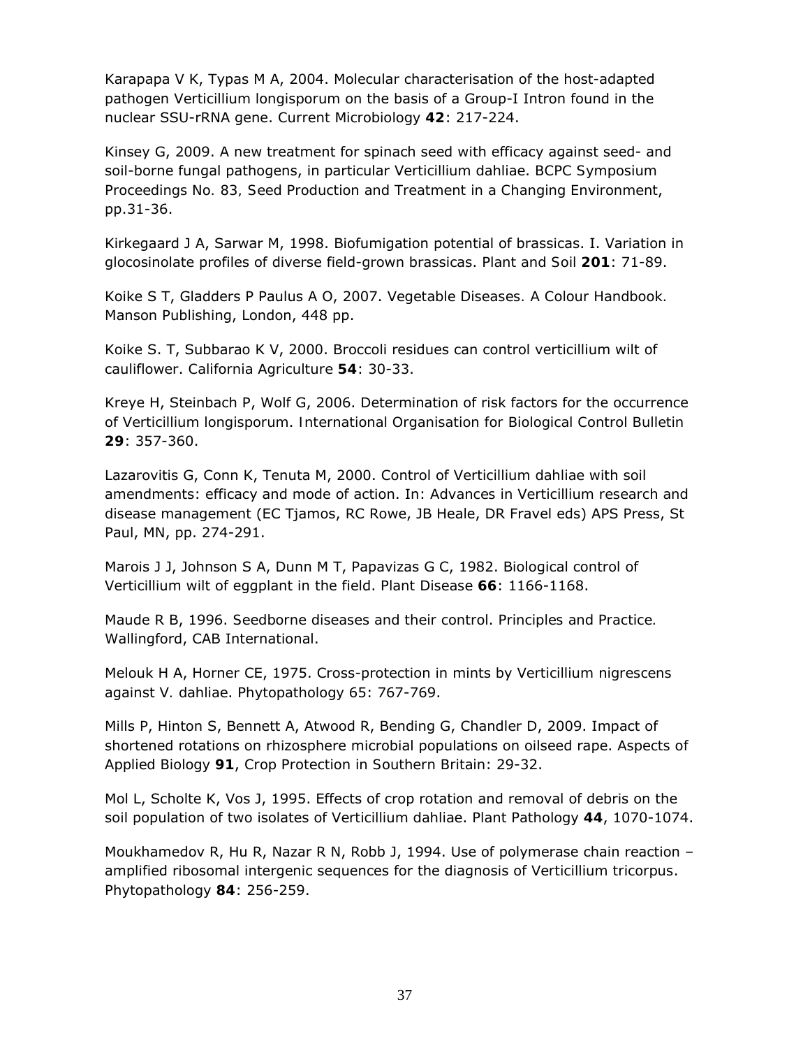Karapapa V K, Typas M A, 2004. Molecular characterisation of the host-adapted pathogen Verticillium longisporum on the basis of a Group-I Intron found in the nuclear SSU-rRNA gene. Current Microbiology **42**: 217-224.

Kinsey G, 2009. A new treatment for spinach seed with efficacy against seed- and soil-borne fungal pathogens, in particular Verticillium dahliae. BCPC Symposium Proceedings No. 83, Seed Production and Treatment in a Changing Environment, pp.31-36.

Kirkegaard J A, Sarwar M, 1998. Biofumigation potential of brassicas. I. Variation in glocosinolate profiles of diverse field-grown brassicas. Plant and Soil **201**: 71-89.

Koike S T, Gladders P Paulus A O, 2007. Vegetable Diseases. A Colour Handbook. Manson Publishing, London, 448 pp.

Koike S. T, Subbarao K V, 2000. Broccoli residues can control verticillium wilt of cauliflower. California Agriculture **54**: 30-33.

Kreye H, Steinbach P, Wolf G, 2006. Determination of risk factors for the occurrence of Verticillium longisporum. International Organisation for Biological Control Bulletin **29**: 357-360.

Lazarovitis G, Conn K, Tenuta M, 2000. Control of Verticillium dahliae with soil amendments: efficacy and mode of action. In: Advances in Verticillium research and disease management (EC Tjamos, RC Rowe, JB Heale, DR Fravel eds) APS Press, St Paul, MN, pp. 274-291.

Marois J J, Johnson S A, Dunn M T, Papavizas G C, 1982. Biological control of Verticillium wilt of eggplant in the field. Plant Disease **66**: 1166-1168.

Maude R B, 1996. Seedborne diseases and their control. Principles and Practice. Wallingford, CAB International.

Melouk H A, Horner CE, 1975. Cross-protection in mints by Verticillium nigrescens against V. dahliae. Phytopathology 65: 767-769.

Mills P, Hinton S, Bennett A, Atwood R, Bending G, Chandler D, 2009. Impact of shortened rotations on rhizosphere microbial populations on oilseed rape. Aspects of Applied Biology **91**, Crop Protection in Southern Britain: 29-32.

Mol L, Scholte K, Vos J, 1995. Effects of crop rotation and removal of debris on the soil population of two isolates of Verticillium dahliae. Plant Pathology **44**, 1070-1074.

Moukhamedov R, Hu R, Nazar R N, Robb J, 1994. Use of polymerase chain reaction – amplified ribosomal intergenic sequences for the diagnosis of Verticillium tricorpus. Phytopathology **84**: 256-259.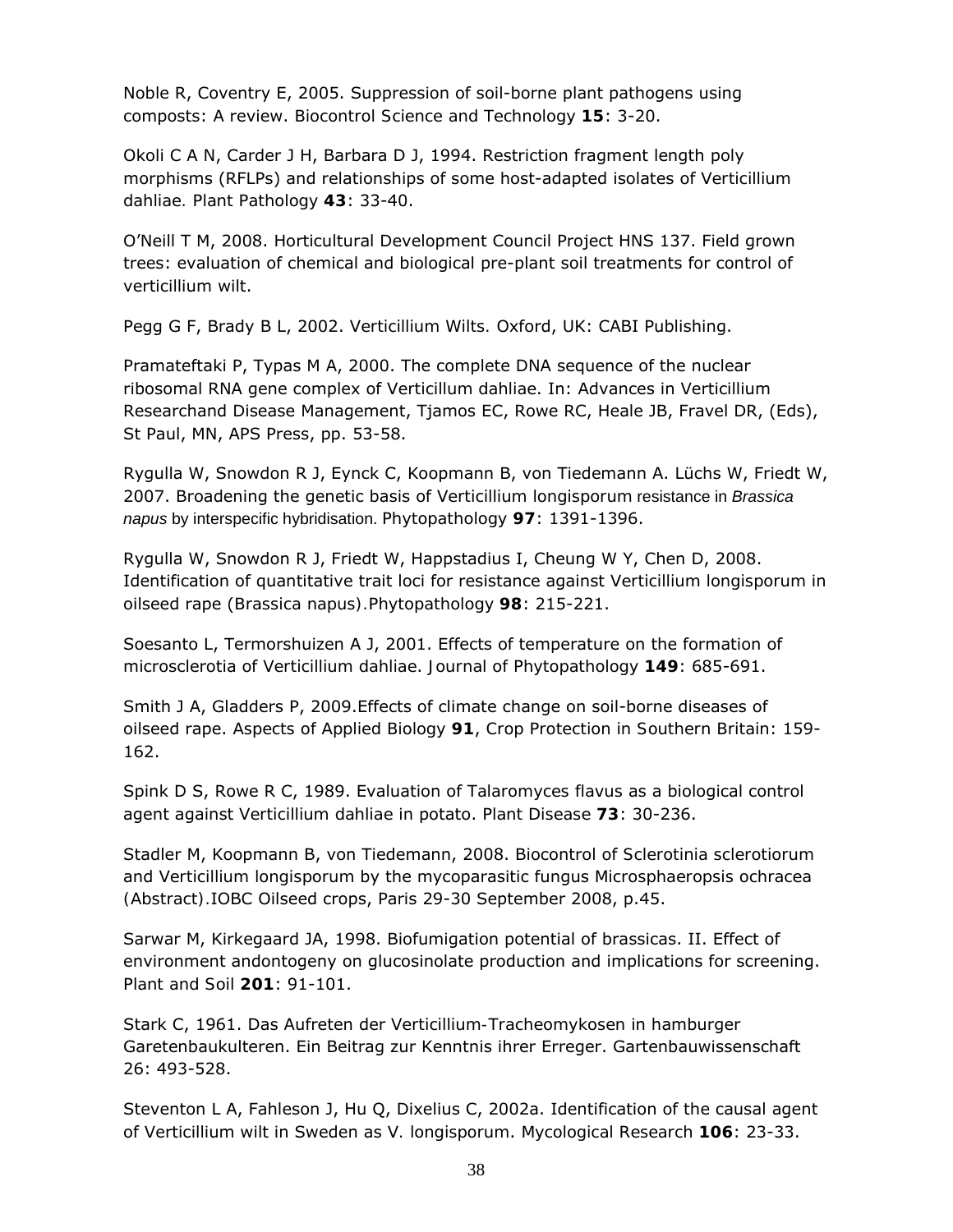Noble R, Coventry E, 2005. Suppression of soil-borne plant pathogens using composts: A review. Biocontrol Science and Technology **15**: 3-20.

Okoli C A N, Carder J H, Barbara D J, 1994. Restriction fragment length poly morphisms (RFLPs) and relationships of some host-adapted isolates of Verticillium dahliae. Plant Pathology **43**: 33-40.

O'Neill T M, 2008. Horticultural Development Council Project HNS 137. Field grown trees: evaluation of chemical and biological pre-plant soil treatments for control of verticillium wilt.

Pegg G F, Brady B L, 2002. Verticillium Wilts. Oxford, UK: CABI Publishing.

Pramateftaki P, Typas M A, 2000. The complete DNA sequence of the nuclear ribosomal RNA gene complex of Verticillum dahliae. In: Advances in Verticillium Researchand Disease Management, Tjamos EC, Rowe RC, Heale JB, Fravel DR, (Eds), St Paul, MN, APS Press, pp. 53-58.

Rygulla W, Snowdon R J, Eynck C, Koopmann B, von Tiedemann A. Lüchs W, Friedt W, 2007. Broadening the genetic basis of Verticillium longisporum resistance in *Brassica napus* by interspecific hybridisation. Phytopathology **97**: 1391-1396.

Rygulla W, Snowdon R J, Friedt W, Happstadius I, Cheung W Y, Chen D, 2008. Identification of quantitative trait loci for resistance against Verticillium longisporum in oilseed rape (Brassica napus).Phytopathology **98**: 215-221.

Soesanto L, Termorshuizen A J, 2001. Effects of temperature on the formation of microsclerotia of Verticillium dahliae. Journal of Phytopathology **149**: 685-691.

Smith J A, Gladders P, 2009.Effects of climate change on soil-borne diseases of oilseed rape. Aspects of Applied Biology **91**, Crop Protection in Southern Britain: 159-162.

Spink D S, Rowe R C, 1989. Evaluation of Talaromyces flavus as a biological control agent against Verticillium dahliae in potato. Plant Disease **73**: 30-236.

Stadler M, Koopmann B, von Tiedemann, 2008. Biocontrol of Sclerotinia sclerotiorum and Verticillium longisporum by the mycoparasitic fungus Microsphaeropsis ochracea (Abstract).IOBC Oilseed crops, Paris 29-30 September 2008, p.45.

Sarwar M, Kirkegaard JA, 1998. Biofumigation potential of brassicas. II. Effect of environment andontogeny on glucosinolate production and implications for screening. Plant and Soil **201**: 91-101.

Stark C, 1961. Das Aufreten der Verticillium-Tracheomykosen in hamburger Garetenbaukulteren. Ein Beitrag zur Kenntnis ihrer Erreger. Gartenbauwissenschaft 26: 493-528.

Steventon L A, Fahleson J, Hu Q, Dixelius C, 2002a. Identification of the causal agent of Verticillium wilt in Sweden as V. longisporum. Mycological Research **106**: 23-33.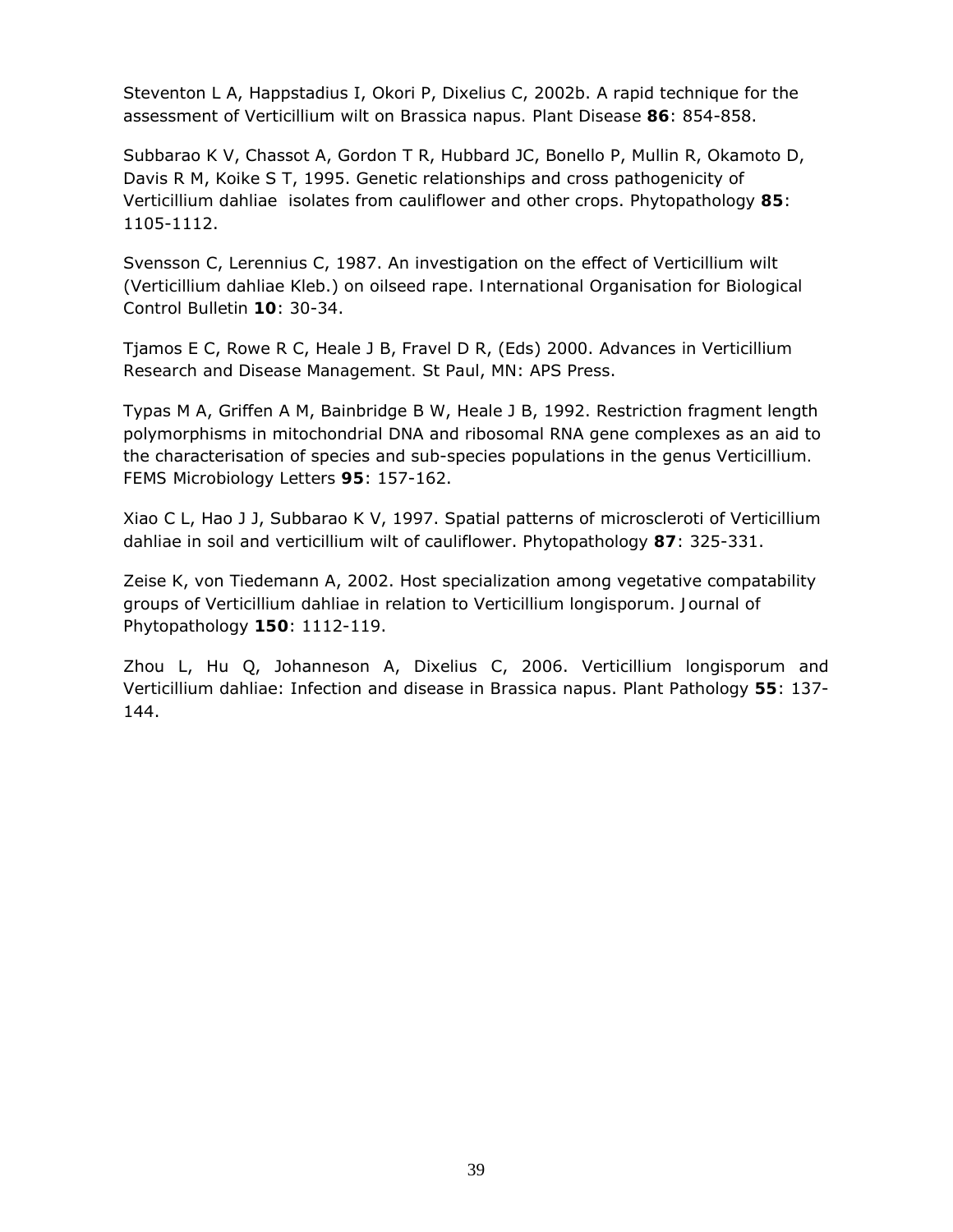Steventon L A, Happstadius I, Okori P, Dixelius C, 2002b. A rapid technique for the assessment of Verticillium wilt on Brassica napus. Plant Disease **86**: 854-858.

Subbarao K V, Chassot A, Gordon T R, Hubbard JC, Bonello P, Mullin R, Okamoto D, Davis R M, Koike S T, 1995. Genetic relationships and cross pathogenicity of Verticillium dahliae isolates from cauliflower and other crops. Phytopathology **85**: 1105-1112.

Svensson C, Lerennius C, 1987. An investigation on the effect of Verticillium wilt (Verticillium dahliae Kleb.) on oilseed rape. International Organisation for Biological Control Bulletin **10**: 30-34.

Tjamos E C, Rowe R C, Heale J B, Fravel D R, (Eds) 2000. Advances in Verticillium Research and Disease Management. St Paul, MN: APS Press.

Typas M A, Griffen A M, Bainbridge B W, Heale J B, 1992. Restriction fragment length polymorphisms in mitochondrial DNA and ribosomal RNA gene complexes as an aid to the characterisation of species and sub-species populations in the genus Verticillium. FEMS Microbiology Letters **95**: 157-162.

Xiao C L, Hao J J, Subbarao K V, 1997. Spatial patterns of microscleroti of Verticillium dahliae in soil and verticillium wilt of cauliflower. Phytopathology **87**: 325-331.

Zeise K, von Tiedemann A, 2002. Host specialization among vegetative compatability groups of Verticillium dahliae in relation to Verticillium longisporum. Journal of Phytopathology **150**: 1112-119.

Zhou L, Hu Q, Johanneson A, Dixelius C, 2006. Verticillium longisporum and Verticillium dahliae: Infection and disease in Brassica napus. Plant Pathology **55**: 137-144.